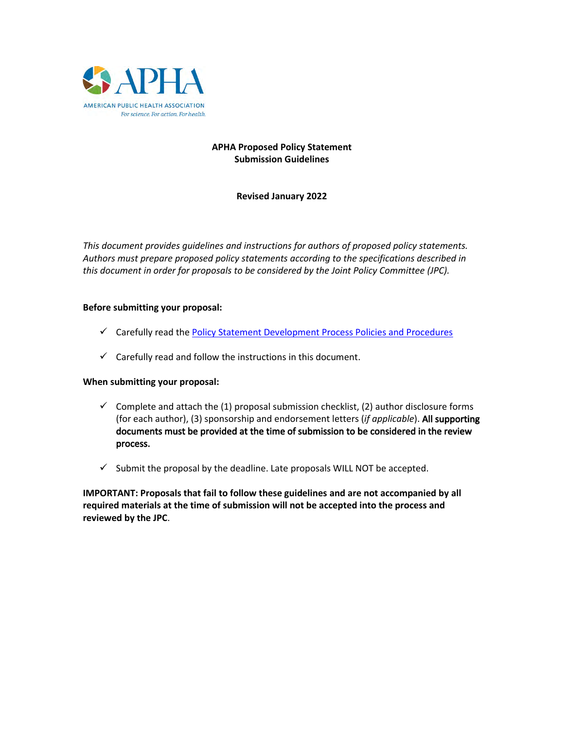AMERICAN PUBLIC HEALTH ASSOCIATION

*For science. For action. For health.*

# APHA Proposed Policy Statement Submission Guidelines

**Revised January 2022**

*This document provides guidelines and instructions for authors of proposed policy statements. Authors must prepare proposed policy statements according to the specifications described in this document in order for proposals to be considered by the Joint Policy Committee (JPC).*

**Before submitting your proposal:**

- ✓ Carefully read the [Policy Statement Development Process Policies and Procedures]
- ✓ Carefully read and follow the instructions in this document.

**When submitting your proposal:**

- ✓ Complete and attach the (1) proposal submission checklist, (2) author disclosure forms (for each author), (3) sponsorship and endorsement letters (*if applicable*). **All supporting documents must be provided at the time of submission to be considered in the review process.**
- ✓ Submit the proposal by the deadline. Late proposals WILL NOT be accepted.

**IMPORTANT: Proposals that fail to follow these guidelines and are not accompanied by all required materials at the time of submission will not be accepted into the process and reviewed by the JPC**.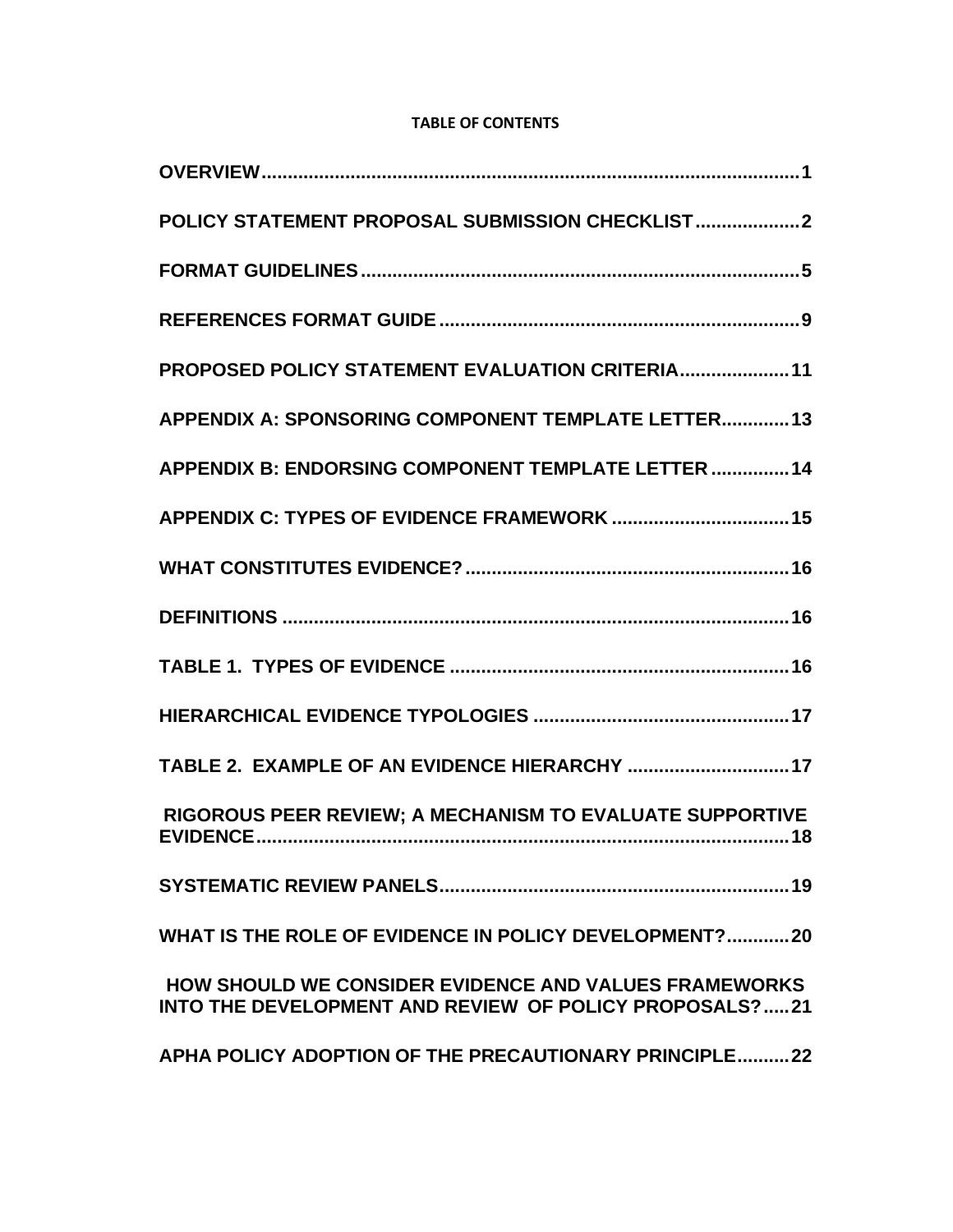**TABLE OF CONTENTS**

OVERVIEW....................................................................................................1

POLICY STATEMENT PROPOSAL SUBMISSION CHECKLIST....................2

FORMAT GUIDELINES....................................................................................5

REFERENCES FORMAT GUIDE....................................................................9

PROPOSED POLICY STATEMENT EVALUATION CRITERIA.....................11

APPENDIX A: SPONSORING COMPONENT TEMPLATE LETTER.............13

APPENDIX B: ENDORSING COMPONENT TEMPLATE LETTER...............14

APPENDIX C: TYPES OF EVIDENCE FRAMEWORK..................................15

WHAT CONSTITUTES EVIDENCE?..............................................................16

DEFINITIONS..................................................................................................16

TABLE 1. TYPES OF EVIDENCE...................................................................16

HIERARCHICAL EVIDENCE TYPOLOGIES.................................................17

TABLE 2. EXAMPLE OF AN EVIDENCE HIERARCHY................................17

RIGOROUS PEER REVIEW; A MECHANISM TO EVALUATE SUPPORTIVE EVIDENCE.....................................................................................................18

SYSTEMATIC REVIEW PANELS...................................................................19

WHAT IS THE ROLE OF EVIDENCE IN POLICY DEVELOPMENT?............20

HOW SHOULD WE CONSIDER EVIDENCE AND VALUES FRAMEWORKS INTO THE DEVELOPMENT AND REVIEW OF POLICY PROPOSALS?.....21

APHA POLICY ADOPTION OF THE PRECAUTIONARY PRINCIPLE..........22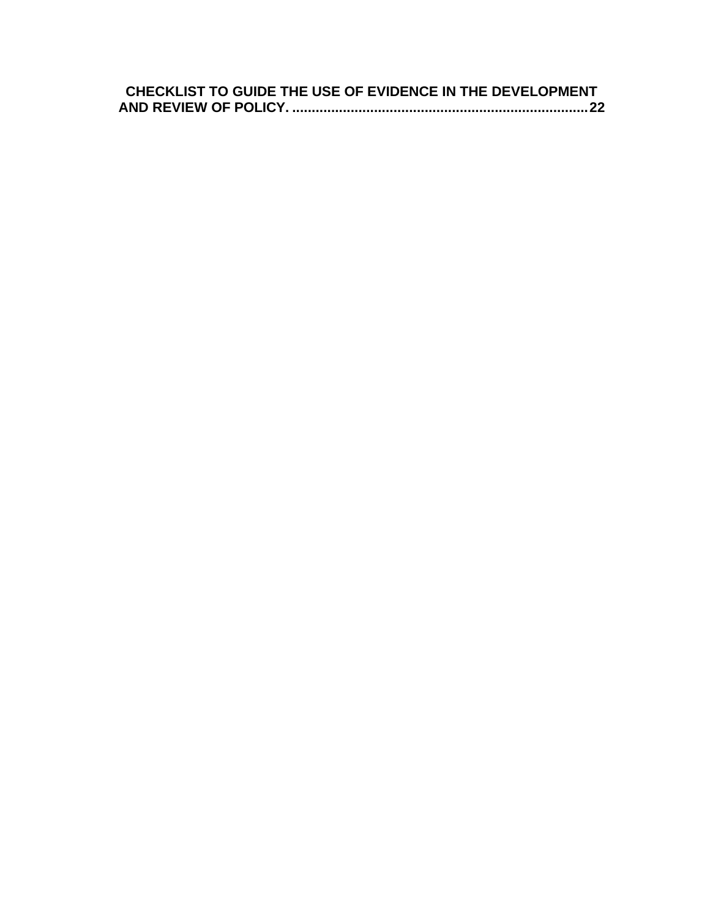**CHECKLIST TO GUIDE THE USE OF EVIDENCE IN THE DEVELOPMENT AND REVIEW OF POLICY. ..........................................................................22**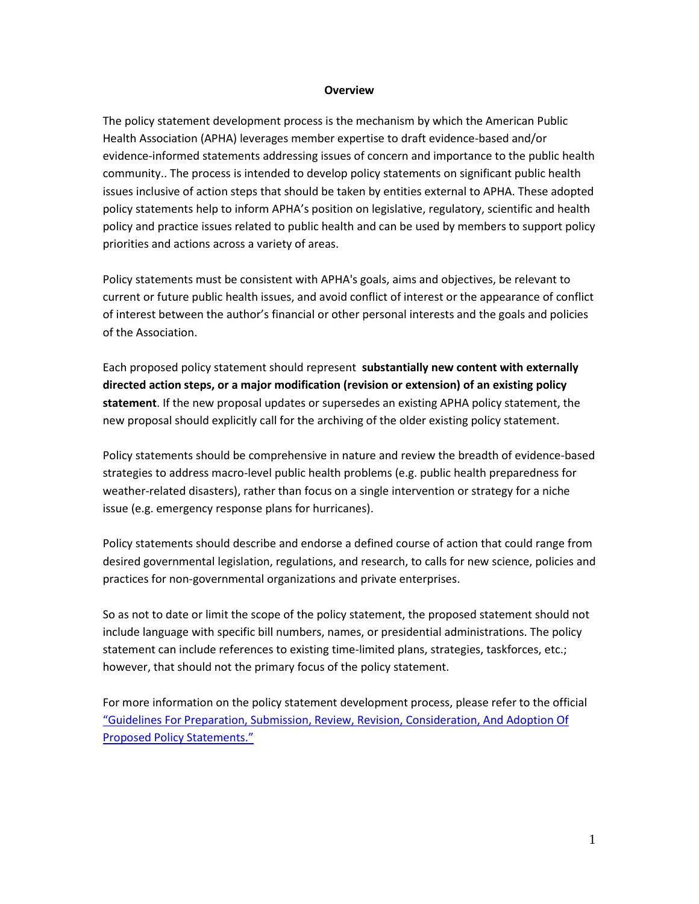**Overview**

The policy statement development process is the mechanism by which the American Public Health Association (APHA) leverages member expertise to draft evidence-based and/or evidence-informed statements addressing issues of concern and importance to the public health community.. The process is intended to develop policy statements on significant public health issues inclusive of action steps that should be taken by entities external to APHA. These adopted policy statements help to inform APHA's position on legislative, regulatory, scientific and health policy and practice issues related to public health and can be used by members to support policy priorities and actions across a variety of areas.

Policy statements must be consistent with APHA's goals, aims and objectives, be relevant to current or future public health issues, and avoid conflict of interest or the appearance of conflict of interest between the author's financial or other personal interests and the goals and policies of the Association.

Each proposed policy statement should represent **substantially new content with externally directed action steps, or a major modification (revision or extension) of an existing policy statement**. If the new proposal updates or supersedes an existing APHA policy statement, the new proposal should explicitly call for the archiving of the older existing policy statement.

Policy statements should be comprehensive in nature and review the breadth of evidence-based strategies to address macro-level public health problems (e.g. public health preparedness for weather-related disasters), rather than focus on a single intervention or strategy for a niche issue (e.g. emergency response plans for hurricanes).

Policy statements should describe and endorse a defined course of action that could range from desired governmental legislation, regulations, and research, to calls for new science, policies and practices for non-governmental organizations and private enterprises.

So as not to date or limit the scope of the policy statement, the proposed statement should not include language with specific bill numbers, names, or presidential administrations. The policy statement can include references to existing time-limited plans, strategies, taskforces, etc.; however, that should not the primary focus of the policy statement.

For more information on the policy statement development process, please refer to the official [“Guidelines For Preparation, Submission, Review, Revision, Consideration, And Adoption Of Proposed Policy Statements.”]()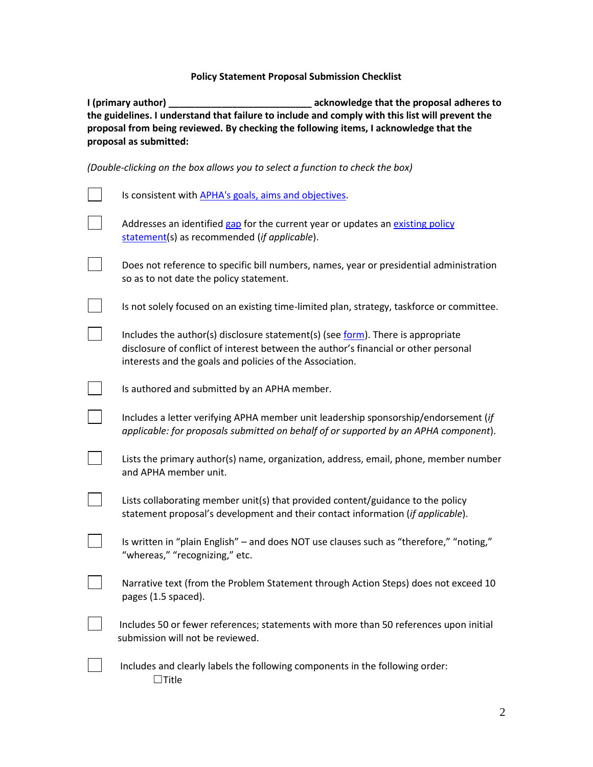**Policy Statement Proposal Submission Checklist**

**I (primary author) ___________________________ acknowledge that the proposal adheres to the guidelines. I understand that failure to include and comply with this list will prevent the proposal from being reviewed. By checking the following items, I acknowledge that the proposal as submitted:**

*(Double-clicking on the box allows you to select a function to check the box)*

- ☐ Is consistent with APHA's goals, aims and objectives.
- ☐ Addresses an identified gap for the current year or updates an existing policy statement(s) as recommended (*if applicable*).
- ☐ Does not reference to specific bill numbers, names, year or presidential administration so as to not date the policy statement.
- ☐ Is not solely focused on an existing time-limited plan, strategy, taskforce or committee.
- ☐ Includes the author(s) disclosure statement(s) (see form). There is appropriate disclosure of conflict of interest between the author's financial or other personal interests and the goals and policies of the Association.
- ☐ Is authored and submitted by an APHA member.
- ☐ Includes a letter verifying APHA member unit leadership sponsorship/endorsement (*if applicable: for proposals submitted on behalf of or supported by an APHA component*).
- ☐ Lists the primary author(s) name, organization, address, email, phone, member number and APHA member unit.
- ☐ Lists collaborating member unit(s) that provided content/guidance to the policy statement proposal's development and their contact information (*if applicable*).
- ☐ Is written in "plain English" – and does NOT use clauses such as "therefore," "noting," "whereas," "recognizing," etc.
- ☐ Narrative text (from the Problem Statement through Action Steps) does not exceed 10 pages (1.5 spaced).
- ☐ Includes 50 or fewer references; statements with more than 50 references upon initial submission will not be reviewed.
- ☐ Includes and clearly labels the following components in the following order:
  - ☐Title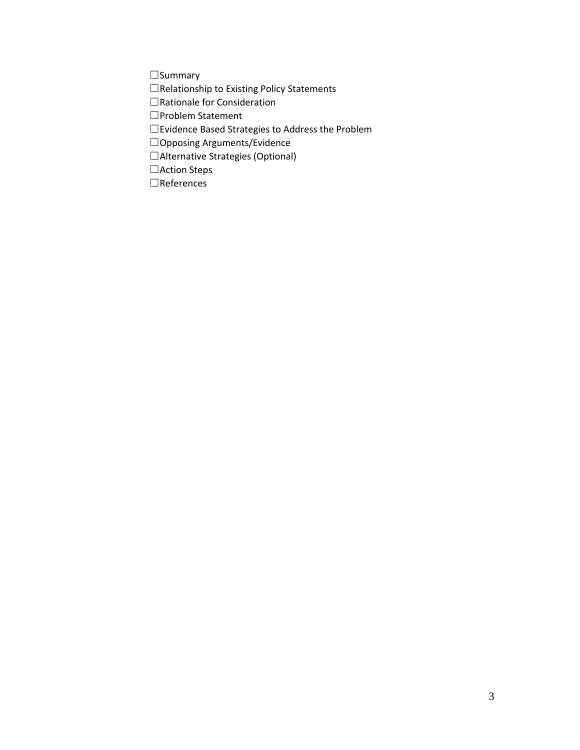☐Summary
☐Relationship to Existing Policy Statements
☐Rationale for Consideration
☐Problem Statement
☐Evidence Based Strategies to Address the Problem
☐Opposing Arguments/Evidence
☐Alternative Strategies (Optional)
☐Action Steps
☐References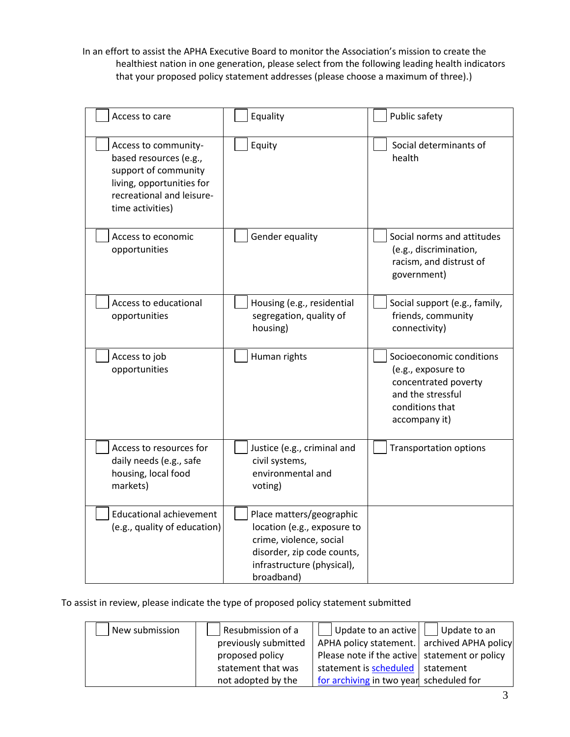In an effort to assist the APHA Executive Board to monitor the Association's mission to create the healthiest nation in one generation, please select from the following leading health indicators that your proposed policy statement addresses (please choose a maximum of three).)

| | | |
|---|---|---|
| ☐ Access to care | ☐ Equality | ☐ Public safety |
| ☐ Access to community-based resources (e.g., support of community living, opportunities for recreational and leisure-time activities) | ☐ Equity | ☐ Social determinants of health |
| ☐ Access to economic opportunities | ☐ Gender equality | ☐ Social norms and attitudes (e.g., discrimination, racism, and distrust of government) |
| ☐ Access to educational opportunities | ☐ Housing (e.g., residential segregation, quality of housing) | ☐ Social support (e.g., family, friends, community connectivity) |
| ☐ Access to job opportunities | ☐ Human rights | ☐ Socioeconomic conditions (e.g., exposure to concentrated poverty and the stressful conditions that accompany it) |
| ☐ Access to resources for daily needs (e.g., safe housing, local food markets) | ☐ Justice (e.g., criminal and civil systems, environmental and voting) | ☐ Transportation options |
| ☐ Educational achievement (e.g., quality of education) | ☐ Place matters/geographic location (e.g., exposure to crime, violence, social disorder, zip code counts, infrastructure (physical), broadband) | |

To assist in review, please indicate the type of proposed policy statement submitted

| | | | |
|---|---|---|---|
| ☐ New submission | ☐ Resubmission of a previously submitted proposed policy statement that was not adopted by the | ☐ Update to an active APHA policy statement. Please note if the active statement is scheduled for archiving in two year | ☐ Update to an archived APHA policy statement or policy statement scheduled for |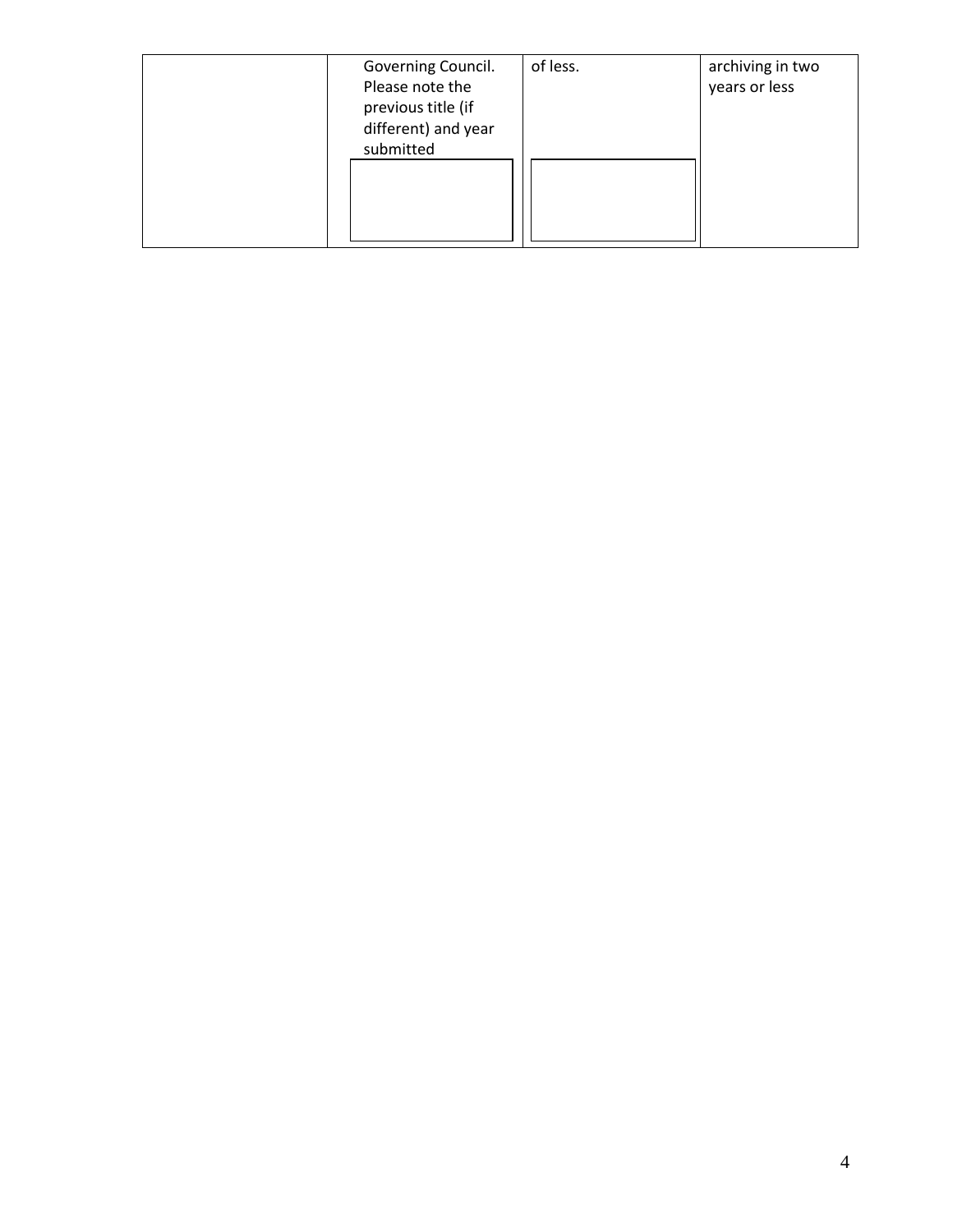| | | | |
|---|---|---|---|
| | Governing Council. Please note the previous title (if different) and year submitted | of less. | archiving in two years or less |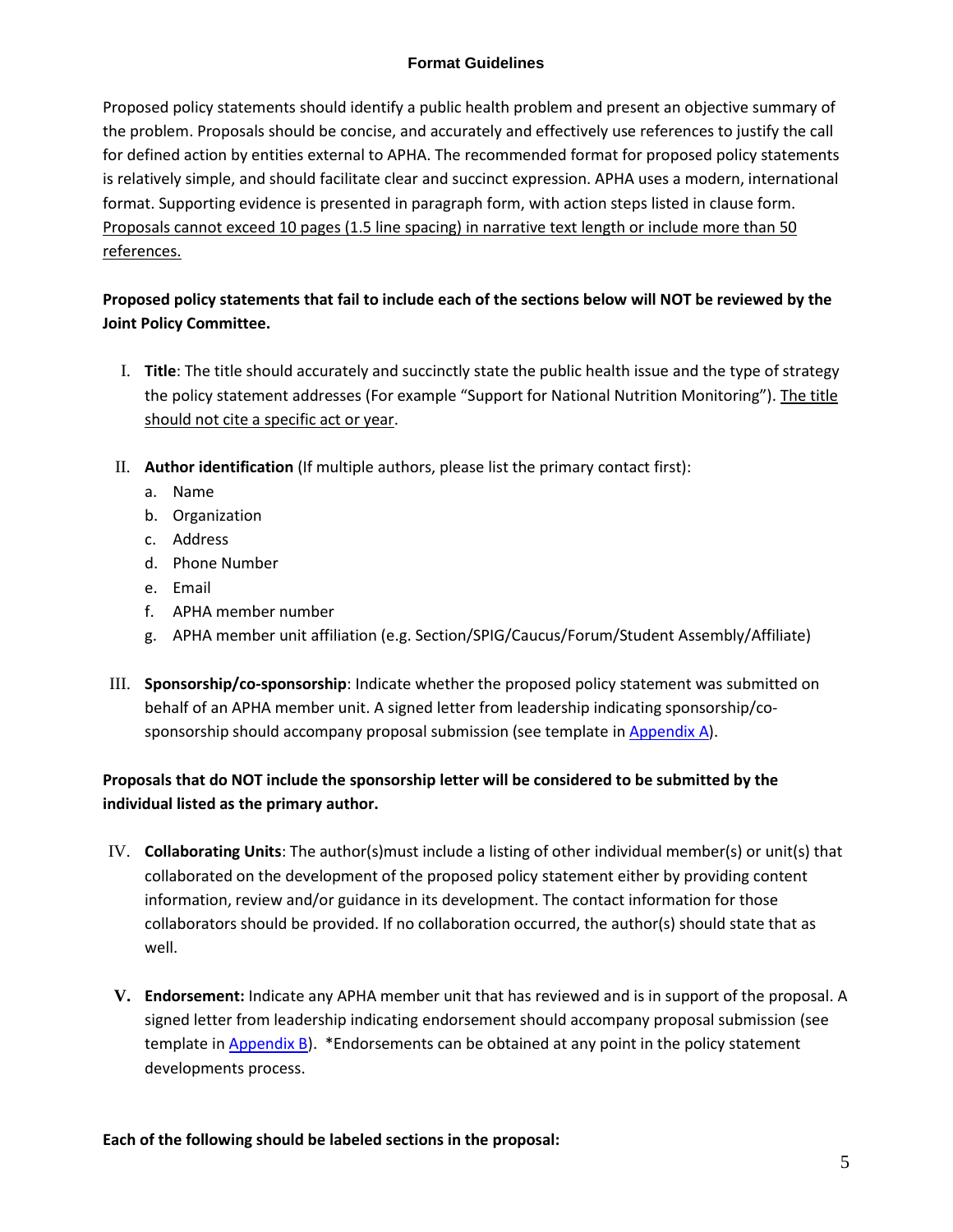## Format Guidelines

Proposed policy statements should identify a public health problem and present an objective summary of the problem. Proposals should be concise, and accurately and effectively use references to justify the call for defined action by entities external to APHA. The recommended format for proposed policy statements is relatively simple, and should facilitate clear and succinct expression. APHA uses a modern, international format. Supporting evidence is presented in paragraph form, with action steps listed in clause form. Proposals cannot exceed 10 pages (1.5 line spacing) in narrative text length or include more than 50 references.

**Proposed policy statements that fail to include each of the sections below will NOT be reviewed by the Joint Policy Committee.**

I. **Title**: The title should accurately and succinctly state the public health issue and the type of strategy the policy statement addresses (For example "Support for National Nutrition Monitoring"). The title should not cite a specific act or year.

II. **Author identification** (If multiple authors, please list the primary contact first):
   a. Name
   b. Organization
   c. Address
   d. Phone Number
   e. Email
   f. APHA member number
   g. APHA member unit affiliation (e.g. Section/SPIG/Caucus/Forum/Student Assembly/Affiliate)

III. **Sponsorship/co-sponsorship**: Indicate whether the proposed policy statement was submitted on behalf of an APHA member unit. A signed letter from leadership indicating sponsorship/co-sponsorship should accompany proposal submission (see template in Appendix A).

**Proposals that do NOT include the sponsorship letter will be considered to be submitted by the individual listed as the primary author.**

IV. **Collaborating Units**: The author(s)must include a listing of other individual member(s) or unit(s) that collaborated on the development of the proposed policy statement either by providing content information, review and/or guidance in its development. The contact information for those collaborators should be provided. If no collaboration occurred, the author(s) should state that as well.

V. **Endorsement:** Indicate any APHA member unit that has reviewed and is in support of the proposal. A signed letter from leadership indicating endorsement should accompany proposal submission (see template in Appendix B). *Endorsements can be obtained at any point in the policy statement developments process.

**Each of the following should be labeled sections in the proposal:**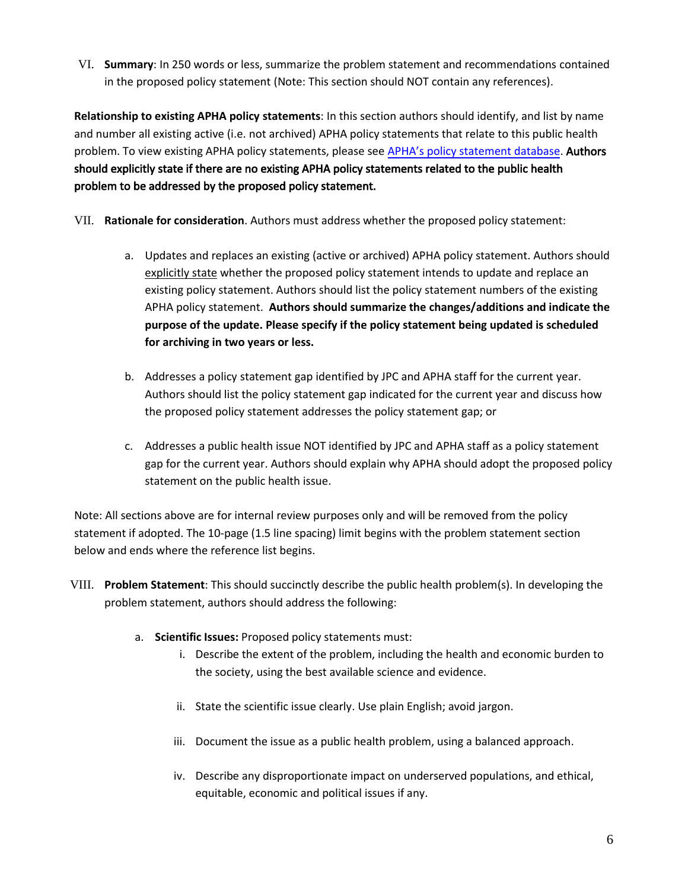VI. **Summary**: In 250 words or less, summarize the problem statement and recommendations contained in the proposed policy statement (Note: This section should NOT contain any references).

**Relationship to existing APHA policy statements**: In this section authors should identify, and list by name and number all existing active (i.e. not archived) APHA policy statements that relate to this public health problem. To view existing APHA policy statements, please see [APHA's policy statement database](). **Authors should explicitly state if there are no existing APHA policy statements related to the public health problem to be addressed by the proposed policy statement.**

VII. **Rationale for consideration**. Authors must address whether the proposed policy statement:

a. Updates and replaces an existing (active or archived) APHA policy statement. Authors should explicitly state whether the proposed policy statement intends to update and replace an existing policy statement. Authors should list the policy statement numbers of the existing APHA policy statement. **Authors should summarize the changes/additions and indicate the purpose of the update. Please specify if the policy statement being updated is scheduled for archiving in two years or less.**

b. Addresses a policy statement gap identified by JPC and APHA staff for the current year. Authors should list the policy statement gap indicated for the current year and discuss how the proposed policy statement addresses the policy statement gap; or

c. Addresses a public health issue NOT identified by JPC and APHA staff as a policy statement gap for the current year. Authors should explain why APHA should adopt the proposed policy statement on the public health issue.

Note: All sections above are for internal review purposes only and will be removed from the policy statement if adopted. The 10-page (1.5 line spacing) limit begins with the problem statement section below and ends where the reference list begins.

VIII. **Problem Statement**: This should succinctly describe the public health problem(s). In developing the problem statement, authors should address the following:

a. **Scientific Issues:** Proposed policy statements must:

i. Describe the extent of the problem, including the health and economic burden to the society, using the best available science and evidence.

ii. State the scientific issue clearly. Use plain English; avoid jargon.

iii. Document the issue as a public health problem, using a balanced approach.

iv. Describe any disproportionate impact on underserved populations, and ethical, equitable, economic and political issues if any.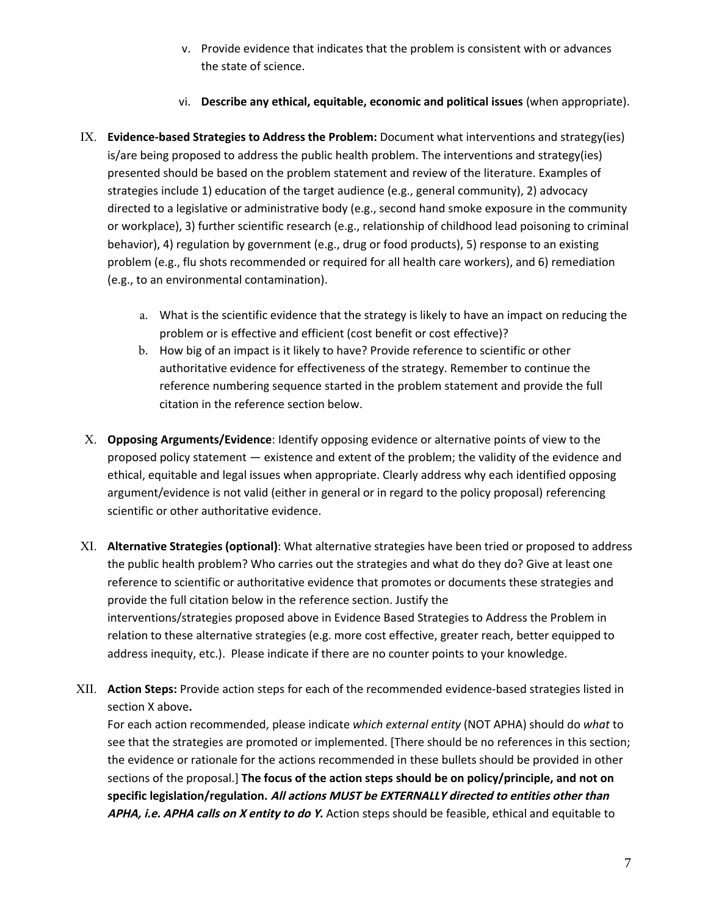v. Provide evidence that indicates that the problem is consistent with or advances the state of science.

vi. **Describe any ethical, equitable, economic and political issues** (when appropriate).

IX. **Evidence-based Strategies to Address the Problem:** Document what interventions and strategy(ies) is/are being proposed to address the public health problem. The interventions and strategy(ies) presented should be based on the problem statement and review of the literature. Examples of strategies include 1) education of the target audience (e.g., general community), 2) advocacy directed to a legislative or administrative body (e.g., second hand smoke exposure in the community or workplace), 3) further scientific research (e.g., relationship of childhood lead poisoning to criminal behavior), 4) regulation by government (e.g., drug or food products), 5) response to an existing problem (e.g., flu shots recommended or required for all health care workers), and 6) remediation (e.g., to an environmental contamination).

a. What is the scientific evidence that the strategy is likely to have an impact on reducing the problem or is effective and efficient (cost benefit or cost effective)?
b. How big of an impact is it likely to have? Provide reference to scientific or other authoritative evidence for effectiveness of the strategy. Remember to continue the reference numbering sequence started in the problem statement and provide the full citation in the reference section below.

X. **Opposing Arguments/Evidence**: Identify opposing evidence or alternative points of view to the proposed policy statement — existence and extent of the problem; the validity of the evidence and ethical, equitable and legal issues when appropriate. Clearly address why each identified opposing argument/evidence is not valid (either in general or in regard to the policy proposal) referencing scientific or other authoritative evidence.

XI. **Alternative Strategies (optional)**: What alternative strategies have been tried or proposed to address the public health problem? Who carries out the strategies and what do they do? Give at least one reference to scientific or authoritative evidence that promotes or documents these strategies and provide the full citation below in the reference section. Justify the interventions/strategies proposed above in Evidence Based Strategies to Address the Problem in relation to these alternative strategies (e.g. more cost effective, greater reach, better equipped to address inequity, etc.). Please indicate if there are no counter points to your knowledge.

XII. **Action Steps:** Provide action steps for each of the recommended evidence-based strategies listed in section X above**.**
For each action recommended, please indicate *which external entity* (NOT APHA) should do *what* to see that the strategies are promoted or implemented. [There should be no references in this section; the evidence or rationale for the actions recommended in these bullets should be provided in other sections of the proposal.] **The focus of the action steps should be on policy/principle, and not on specific legislation/regulation.** ***All actions MUST be EXTERNALLY directed to entities other than APHA, i.e. APHA calls on X entity to do Y.*** Action steps should be feasible, ethical and equitable to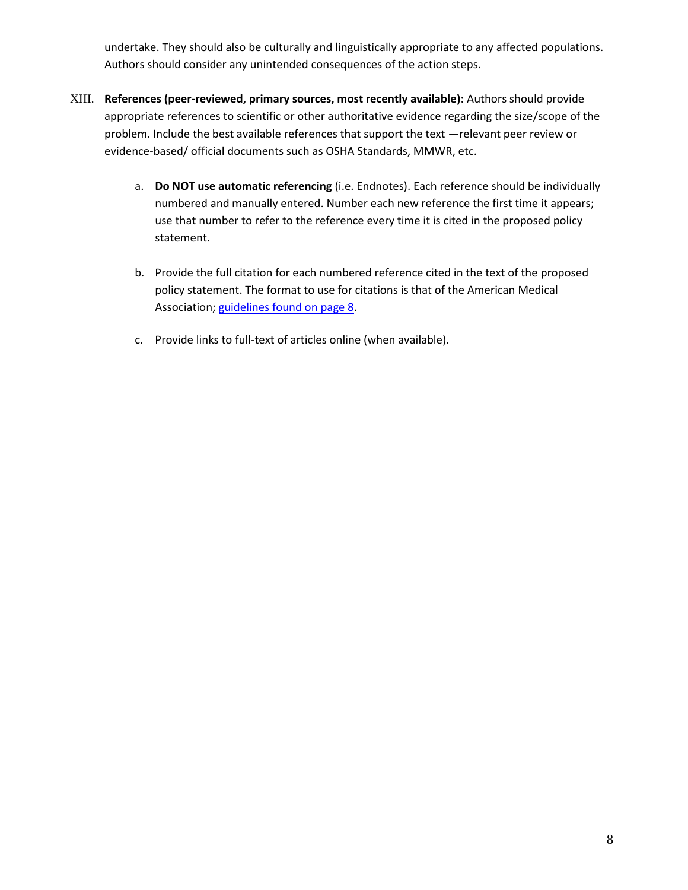undertake. They should also be culturally and linguistically appropriate to any affected populations. Authors should consider any unintended consequences of the action steps.

XIII. **References (peer-reviewed, primary sources, most recently available):** Authors should provide appropriate references to scientific or other authoritative evidence regarding the size/scope of the problem. Include the best available references that support the text —relevant peer review or evidence-based/ official documents such as OSHA Standards, MMWR, etc.

  a. **Do NOT use automatic referencing** (i.e. Endnotes). Each reference should be individually numbered and manually entered. Number each new reference the first time it appears; use that number to refer to the reference every time it is cited in the proposed policy statement.

  b. Provide the full citation for each numbered reference cited in the text of the proposed policy statement. The format to use for citations is that of the American Medical Association; guidelines found on page 8.

  c. Provide links to full-text of articles online (when available).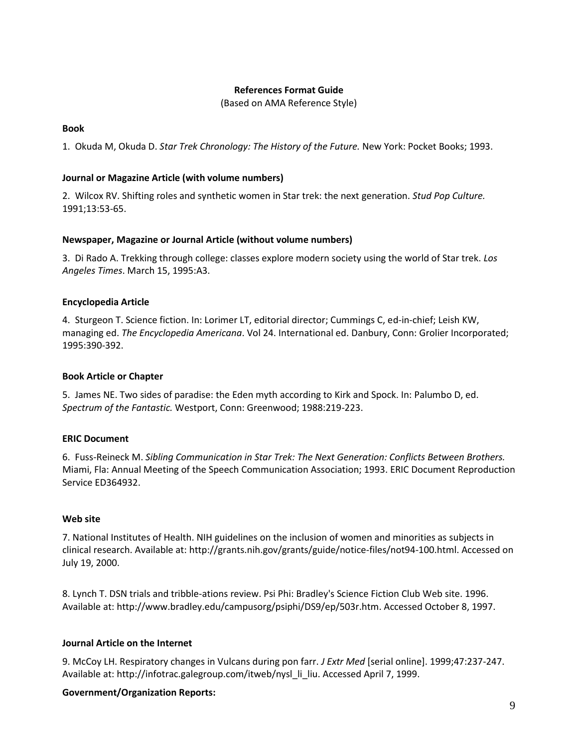**References Format Guide**

(Based on AMA Reference Style)

**Book**

1. Okuda M, Okuda D. *Star Trek Chronology: The History of the Future.* New York: Pocket Books; 1993.

**Journal or Magazine Article (with volume numbers)**

2. Wilcox RV. Shifting roles and synthetic women in Star trek: the next generation. *Stud Pop Culture.* 1991;13:53-65.

**Newspaper, Magazine or Journal Article (without volume numbers)**

3. Di Rado A. Trekking through college: classes explore modern society using the world of Star trek. *Los Angeles Times*. March 15, 1995:A3.

**Encyclopedia Article**

4. Sturgeon T. Science fiction. In: Lorimer LT, editorial director; Cummings C, ed-in-chief; Leish KW, managing ed. *The Encyclopedia Americana*. Vol 24. International ed. Danbury, Conn: Grolier Incorporated; 1995:390-392.

**Book Article or Chapter**

5. James NE. Two sides of paradise: the Eden myth according to Kirk and Spock. In: Palumbo D, ed. *Spectrum of the Fantastic.* Westport, Conn: Greenwood; 1988:219-223.

**ERIC Document**

6. Fuss-Reineck M. *Sibling Communication in Star Trek: The Next Generation: Conflicts Between Brothers.* Miami, Fla: Annual Meeting of the Speech Communication Association; 1993. ERIC Document Reproduction Service ED364932.

**Web site**

7. National Institutes of Health. NIH guidelines on the inclusion of women and minorities as subjects in clinical research. Available at: http://grants.nih.gov/grants/guide/notice-files/not94-100.html. Accessed on July 19, 2000.

8. Lynch T. DSN trials and tribble-ations review. Psi Phi: Bradley's Science Fiction Club Web site. 1996. Available at: http://www.bradley.edu/campusorg/psiphi/DS9/ep/503r.htm. Accessed October 8, 1997.

**Journal Article on the Internet**

9. McCoy LH. Respiratory changes in Vulcans during pon farr. *J Extr Med* [serial online]. 1999;47:237-247. Available at: http://infotrac.galegroup.com/itweb/nysl_li_liu. Accessed April 7, 1999.

**Government/Organization Reports:**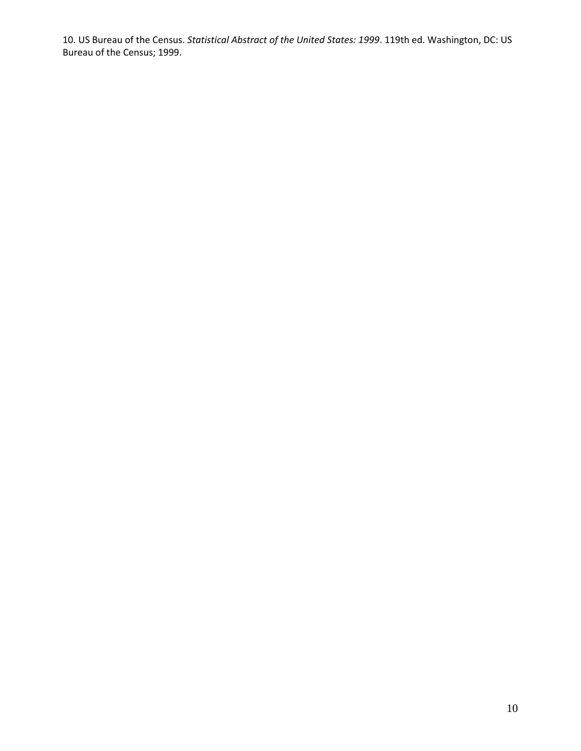10. US Bureau of the Census. *Statistical Abstract of the United States: 1999*. 119th ed. Washington, DC: US Bureau of the Census; 1999.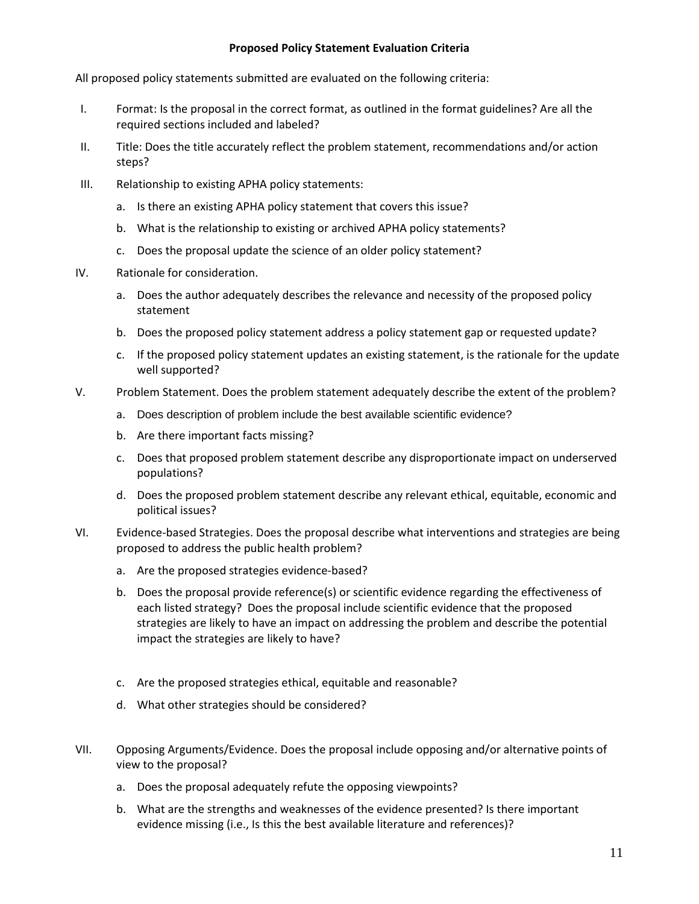**Proposed Policy Statement Evaluation Criteria**

All proposed policy statements submitted are evaluated on the following criteria:

I. Format: Is the proposal in the correct format, as outlined in the format guidelines? Are all the required sections included and labeled?

II. Title: Does the title accurately reflect the problem statement, recommendations and/or action steps?

III. Relationship to existing APHA policy statements:

   a. Is there an existing APHA policy statement that covers this issue?

   b. What is the relationship to existing or archived APHA policy statements?

   c. Does the proposal update the science of an older policy statement?

IV. Rationale for consideration.

   a. Does the author adequately describes the relevance and necessity of the proposed policy statement

   b. Does the proposed policy statement address a policy statement gap or requested update?

   c. If the proposed policy statement updates an existing statement, is the rationale for the update well supported?

V. Problem Statement. Does the problem statement adequately describe the extent of the problem?

   a. Does description of problem include the best available scientific evidence?

   b. Are there important facts missing?

   c. Does that proposed problem statement describe any disproportionate impact on underserved populations?

   d. Does the proposed problem statement describe any relevant ethical, equitable, economic and political issues?

VI. Evidence-based Strategies. Does the proposal describe what interventions and strategies are being proposed to address the public health problem?

   a. Are the proposed strategies evidence-based?

   b. Does the proposal provide reference(s) or scientific evidence regarding the effectiveness of each listed strategy? Does the proposal include scientific evidence that the proposed strategies are likely to have an impact on addressing the problem and describe the potential impact the strategies are likely to have?

   c. Are the proposed strategies ethical, equitable and reasonable?

   d. What other strategies should be considered?

VII. Opposing Arguments/Evidence. Does the proposal include opposing and/or alternative points of view to the proposal?

   a. Does the proposal adequately refute the opposing viewpoints?

   b. What are the strengths and weaknesses of the evidence presented? Is there important evidence missing (i.e., Is this the best available literature and references)?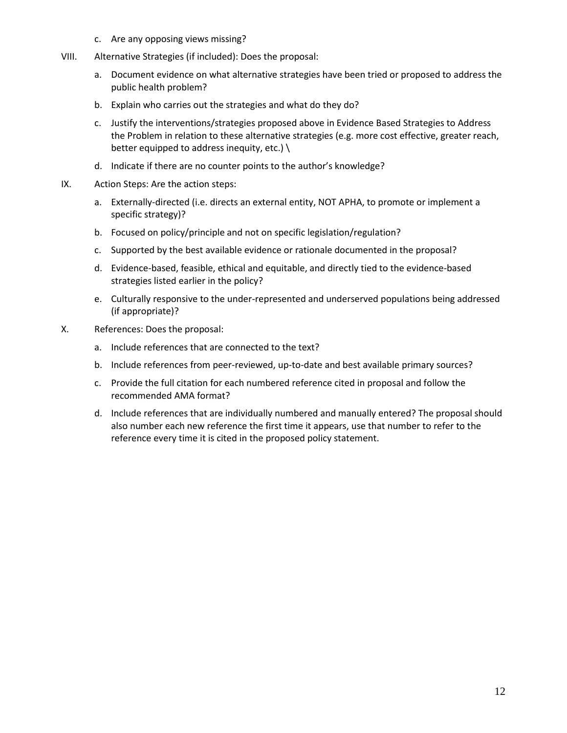c. Are any opposing views missing?

VIII. Alternative Strategies (if included): Does the proposal:

a. Document evidence on what alternative strategies have been tried or proposed to address the public health problem?

b. Explain who carries out the strategies and what do they do?

c. Justify the interventions/strategies proposed above in Evidence Based Strategies to Address the Problem in relation to these alternative strategies (e.g. more cost effective, greater reach, better equipped to address inequity, etc.) \

d. Indicate if there are no counter points to the author's knowledge?

IX. Action Steps: Are the action steps:

a. Externally-directed (i.e. directs an external entity, NOT APHA, to promote or implement a specific strategy)?

b. Focused on policy/principle and not on specific legislation/regulation?

c. Supported by the best available evidence or rationale documented in the proposal?

d. Evidence-based, feasible, ethical and equitable, and directly tied to the evidence-based strategies listed earlier in the policy?

e. Culturally responsive to the under-represented and underserved populations being addressed (if appropriate)?

X. References: Does the proposal:

a. Include references that are connected to the text?

b. Include references from peer-reviewed, up-to-date and best available primary sources?

c. Provide the full citation for each numbered reference cited in proposal and follow the recommended AMA format?

d. Include references that are individually numbered and manually entered? The proposal should also number each new reference the first time it appears, use that number to refer to the reference every time it is cited in the proposed policy statement.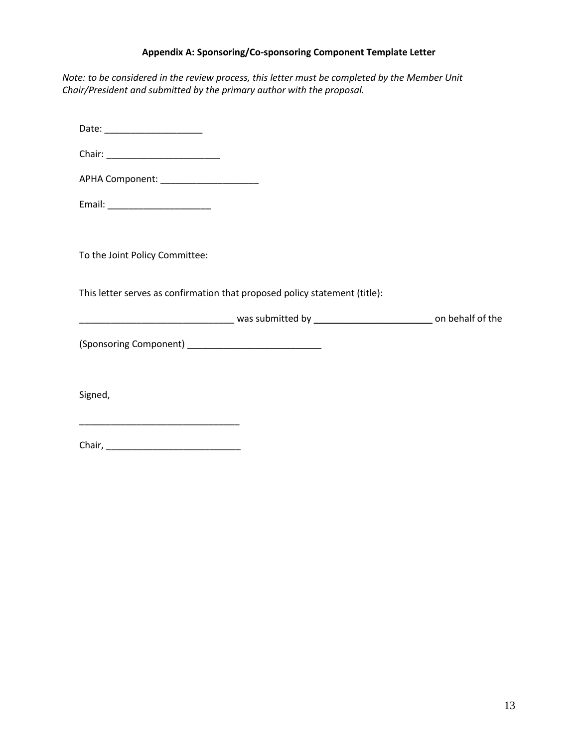**Appendix A: Sponsoring/Co-sponsoring Component Template Letter**

*Note: to be considered in the review process, this letter must be completed by the Member Unit Chair/President and submitted by the primary author with the proposal.*

Date: ___________________

Chair: ______________________

APHA Component: ___________________

Email: ____________________

To the Joint Policy Committee:

This letter serves as confirmation that proposed policy statement (title):

______________________________ was submitted by _______________________ on behalf of the

(Sponsoring Component) __________________________

Signed,

_______________________________

Chair, __________________________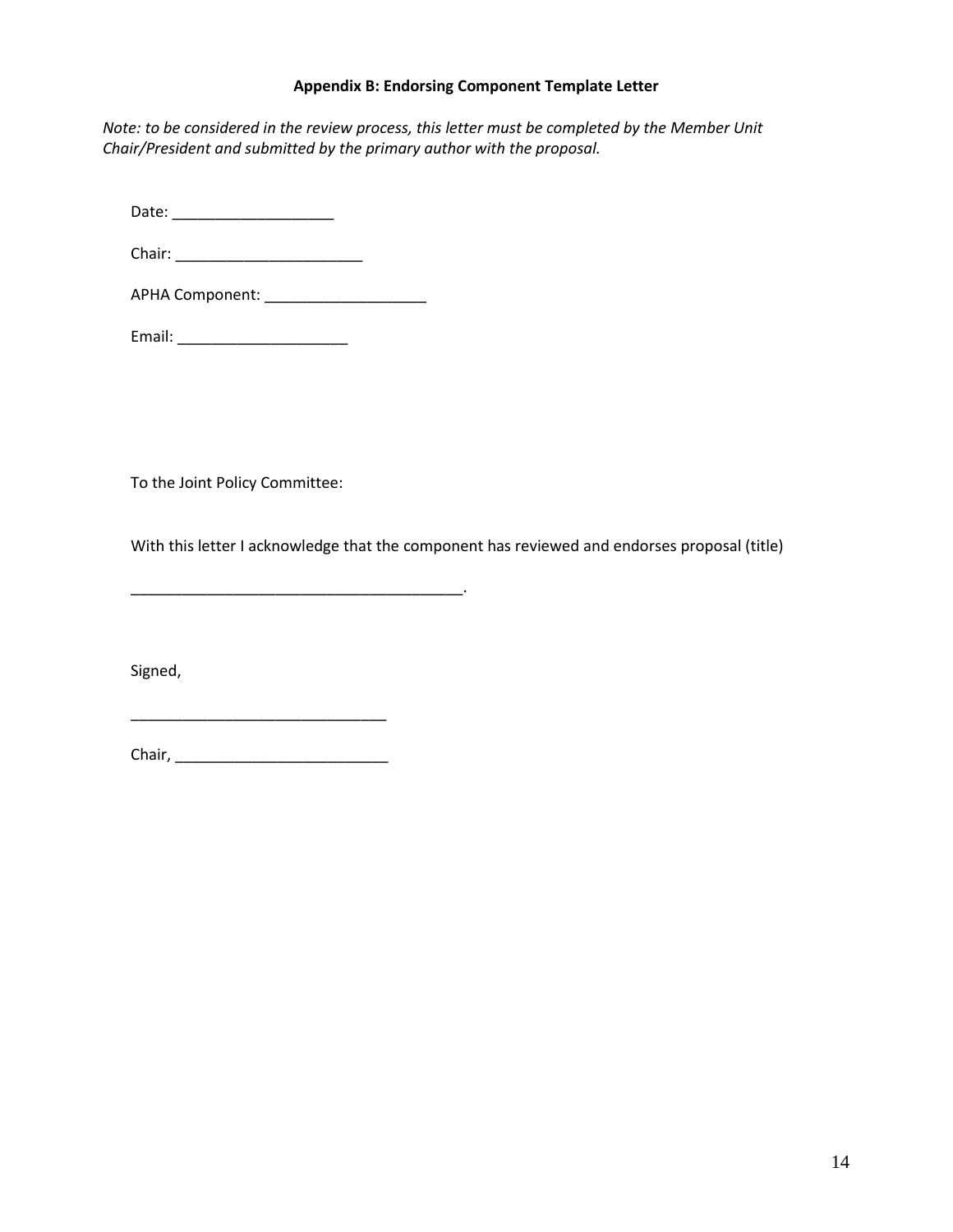**Appendix B: Endorsing Component Template Letter**

*Note: to be considered in the review process, this letter must be completed by the Member Unit Chair/President and submitted by the primary author with the proposal.*

Date: ___________________

Chair: ______________________

APHA Component: ___________________

Email: ____________________

To the Joint Policy Committee:

With this letter I acknowledge that the component has reviewed and endorses proposal (title)

_______________________________________.

Signed,

______________________________

Chair, _________________________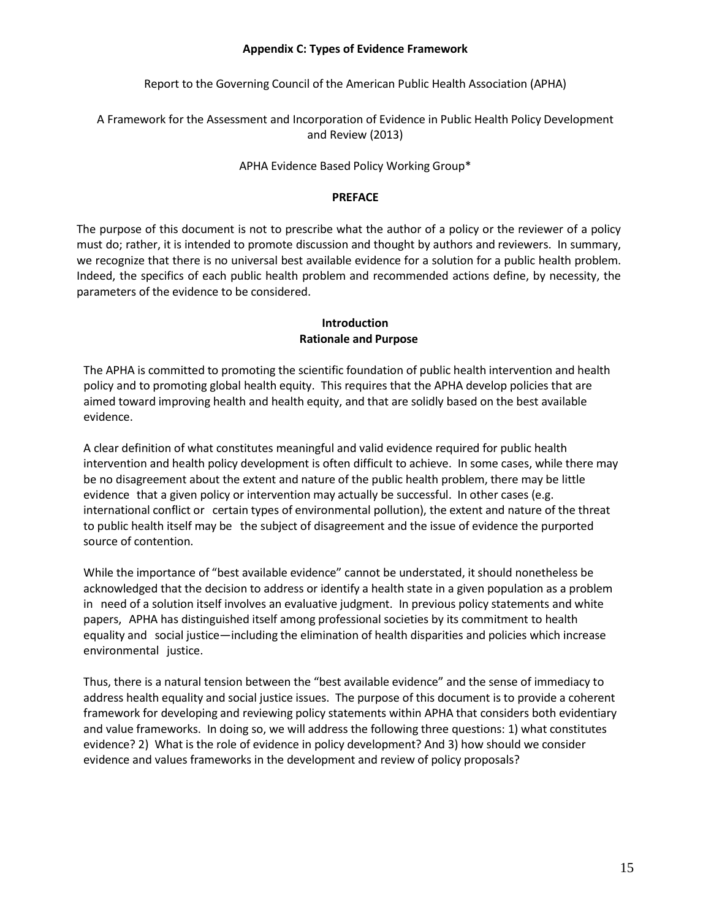**Appendix C: Types of Evidence Framework**

Report to the Governing Council of the American Public Health Association (APHA)

A Framework for the Assessment and Incorporation of Evidence in Public Health Policy Development and Review (2013)

APHA Evidence Based Policy Working Group*

## PREFACE

The purpose of this document is not to prescribe what the author of a policy or the reviewer of a policy must do; rather, it is intended to promote discussion and thought by authors and reviewers. In summary, we recognize that there is no universal best available evidence for a solution for a public health problem. Indeed, the specifics of each public health problem and recommended actions define, by necessity, the parameters of the evidence to be considered.

## Introduction
### Rationale and Purpose

The APHA is committed to promoting the scientific foundation of public health intervention and health policy and to promoting global health equity. This requires that the APHA develop policies that are aimed toward improving health and health equity, and that are solidly based on the best available evidence.

A clear definition of what constitutes meaningful and valid evidence required for public health intervention and health policy development is often difficult to achieve. In some cases, while there may be no disagreement about the extent and nature of the public health problem, there may be little evidence that a given policy or intervention may actually be successful. In other cases (e.g. international conflict or certain types of environmental pollution), the extent and nature of the threat to public health itself may be the subject of disagreement and the issue of evidence the purported source of contention.

While the importance of "best available evidence" cannot be understated, it should nonetheless be acknowledged that the decision to address or identify a health state in a given population as a problem in need of a solution itself involves an evaluative judgment. In previous policy statements and white papers, APHA has distinguished itself among professional societies by its commitment to health equality and social justice—including the elimination of health disparities and policies which increase environmental justice.

Thus, there is a natural tension between the "best available evidence" and the sense of immediacy to address health equality and social justice issues. The purpose of this document is to provide a coherent framework for developing and reviewing policy statements within APHA that considers both evidentiary and value frameworks. In doing so, we will address the following three questions: 1) what constitutes evidence? 2) What is the role of evidence in policy development? And 3) how should we consider evidence and values frameworks in the development and review of policy proposals?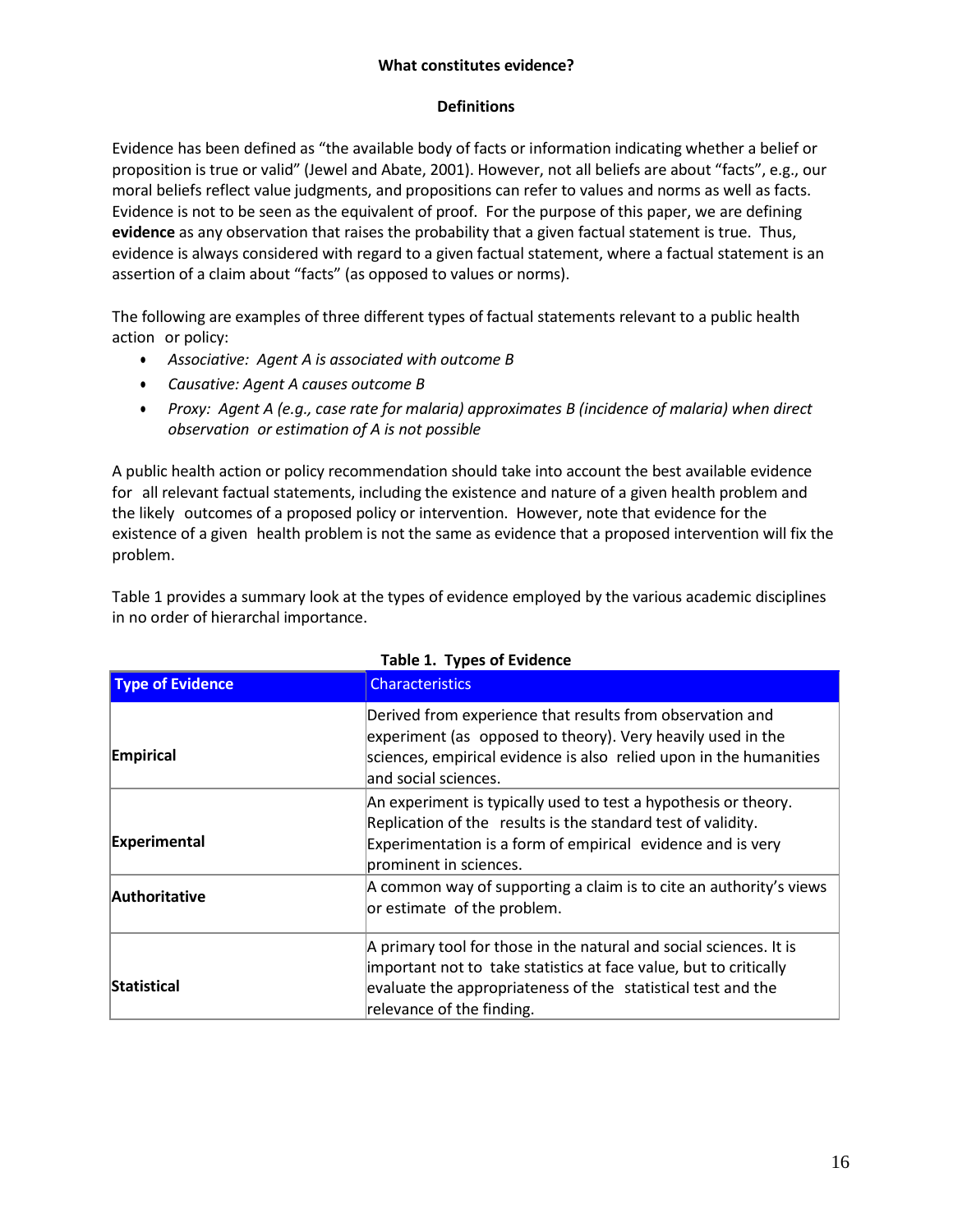## What constitutes evidence?

### Definitions

Evidence has been defined as "the available body of facts or information indicating whether a belief or proposition is true or valid" (Jewel and Abate, 2001). However, not all beliefs are about "facts", e.g., our moral beliefs reflect value judgments, and propositions can refer to values and norms as well as facts. Evidence is not to be seen as the equivalent of proof. For the purpose of this paper, we are defining **evidence** as any observation that raises the probability that a given factual statement is true. Thus, evidence is always considered with regard to a given factual statement, where a factual statement is an assertion of a claim about "facts" (as opposed to values or norms).

The following are examples of three different types of factual statements relevant to a public health action or policy:

- *Associative: Agent A is associated with outcome B*
- *Causative: Agent A causes outcome B*
- *Proxy: Agent A (e.g., case rate for malaria) approximates B (incidence of malaria) when direct observation or estimation of A is not possible*

A public health action or policy recommendation should take into account the best available evidence for all relevant factual statements, including the existence and nature of a given health problem and the likely outcomes of a proposed policy or intervention. However, note that evidence for the existence of a given health problem is not the same as evidence that a proposed intervention will fix the problem.

Table 1 provides a summary look at the types of evidence employed by the various academic disciplines in no order of hierarchal importance.

**Table 1. Types of Evidence**

| Type of Evidence | Characteristics |
|---|---|
| **Empirical** | Derived from experience that results from observation and experiment (as opposed to theory). Very heavily used in the sciences, empirical evidence is also relied upon in the humanities and social sciences. |
| **Experimental** | An experiment is typically used to test a hypothesis or theory. Replication of the results is the standard test of validity. Experimentation is a form of empirical evidence and is very prominent in sciences. |
| **Authoritative** | A common way of supporting a claim is to cite an authority's views or estimate of the problem. |
| **Statistical** | A primary tool for those in the natural and social sciences. It is important not to take statistics at face value, but to critically evaluate the appropriateness of the statistical test and the relevance of the finding. |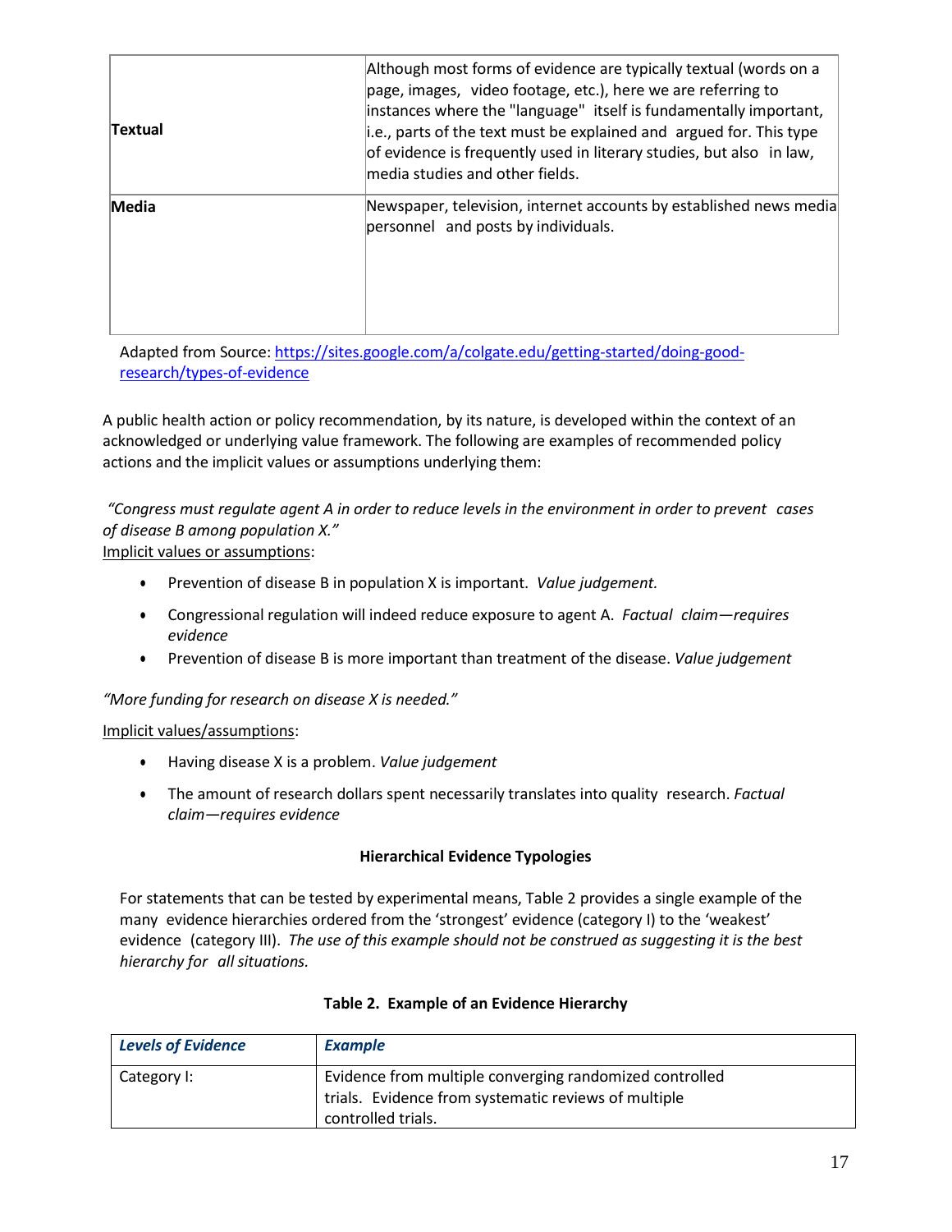| | |
|---|---|
| **Textual** | Although most forms of evidence are typically textual (words on a page, images, video footage, etc.), here we are referring to instances where the "language" itself is fundamentally important, i.e., parts of the text must be explained and argued for. This type of evidence is frequently used in literary studies, but also in law, media studies and other fields. |
| **Media** | Newspaper, television, internet accounts by established news media personnel and posts by individuals. |

Adapted from Source: [https://sites.google.com/a/colgate.edu/getting-started/doing-good-research/types-of-evidence](https://sites.google.com/a/colgate.edu/getting-started/doing-good-research/types-of-evidence)

A public health action or policy recommendation, by its nature, is developed within the context of an acknowledged or underlying value framework. The following are examples of recommended policy actions and the implicit values or assumptions underlying them:

*"Congress must regulate agent A in order to reduce levels in the environment in order to prevent cases of disease B among population X."*

Implicit values or assumptions:

- Prevention of disease B in population X is important. *Value judgement.*
- Congressional regulation will indeed reduce exposure to agent A. *Factual claim—requires evidence*
- Prevention of disease B is more important than treatment of the disease. *Value judgement*

*"More funding for research on disease X is needed."*

Implicit values/assumptions:

- Having disease X is a problem. *Value judgement*
- The amount of research dollars spent necessarily translates into quality research. *Factual claim—requires evidence*

### Hierarchical Evidence Typologies

For statements that can be tested by experimental means, Table 2 provides a single example of the many evidence hierarchies ordered from the 'strongest' evidence (category I) to the 'weakest' evidence (category III). *The use of this example should not be construed as suggesting it is the best hierarchy for all situations.*

**Table 2. Example of an Evidence Hierarchy**

| *Levels of Evidence* | *Example* |
|---|---|
| Category I: | Evidence from multiple converging randomized controlled trials. Evidence from systematic reviews of multiple controlled trials. |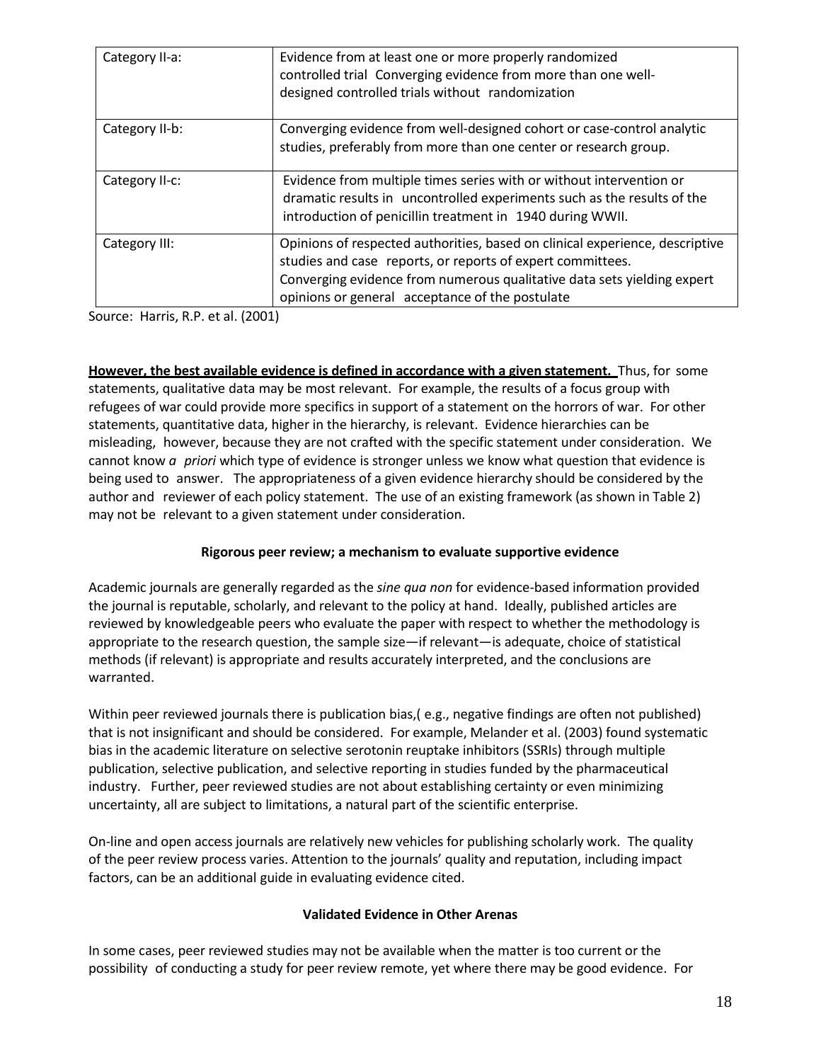| | |
|---|---|
| Category II-a: | Evidence from at least one or more properly randomized controlled trial Converging evidence from more than one well-designed controlled trials without randomization |
| Category II-b: | Converging evidence from well-designed cohort or case-control analytic studies, preferably from more than one center or research group. |
| Category II-c: | Evidence from multiple times series with or without intervention or dramatic results in uncontrolled experiments such as the results of the introduction of penicillin treatment in 1940 during WWII. |
| Category III: | Opinions of respected authorities, based on clinical experience, descriptive studies and case reports, or reports of expert committees. Converging evidence from numerous qualitative data sets yielding expert opinions or general acceptance of the postulate |

Source: Harris, R.P. et al. (2001)

**However, the best available evidence is defined in accordance with a given statement.** Thus, for some statements, qualitative data may be most relevant. For example, the results of a focus group with refugees of war could provide more specifics in support of a statement on the horrors of war. For other statements, quantitative data, higher in the hierarchy, is relevant. Evidence hierarchies can be misleading, however, because they are not crafted with the specific statement under consideration. We cannot know *a priori* which type of evidence is stronger unless we know what question that evidence is being used to answer. The appropriateness of a given evidence hierarchy should be considered by the author and reviewer of each policy statement. The use of an existing framework (as shown in Table 2) may not be relevant to a given statement under consideration.

### Rigorous peer review; a mechanism to evaluate supportive evidence

Academic journals are generally regarded as the *sine qua non* for evidence-based information provided the journal is reputable, scholarly, and relevant to the policy at hand. Ideally, published articles are reviewed by knowledgeable peers who evaluate the paper with respect to whether the methodology is appropriate to the research question, the sample size—if relevant—is adequate, choice of statistical methods (if relevant) is appropriate and results accurately interpreted, and the conclusions are warranted.

Within peer reviewed journals there is publication bias,( e.g., negative findings are often not published) that is not insignificant and should be considered. For example, Melander et al. (2003) found systematic bias in the academic literature on selective serotonin reuptake inhibitors (SSRIs) through multiple publication, selective publication, and selective reporting in studies funded by the pharmaceutical industry. Further, peer reviewed studies are not about establishing certainty or even minimizing uncertainty, all are subject to limitations, a natural part of the scientific enterprise.

On-line and open access journals are relatively new vehicles for publishing scholarly work. The quality of the peer review process varies. Attention to the journals' quality and reputation, including impact factors, can be an additional guide in evaluating evidence cited.

### Validated Evidence in Other Arenas

In some cases, peer reviewed studies may not be available when the matter is too current or the possibility of conducting a study for peer review remote, yet where there may be good evidence. For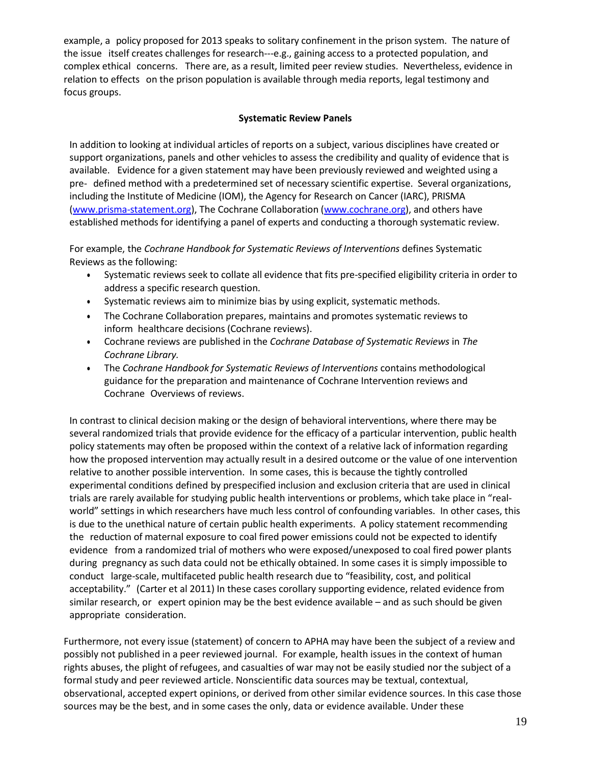example, a policy proposed for 2013 speaks to solitary confinement in the prison system. The nature of the issue itself creates challenges for research---e.g., gaining access to a protected population, and complex ethical concerns. There are, as a result, limited peer review studies. Nevertheless, evidence in relation to effects on the prison population is available through media reports, legal testimony and focus groups.

## Systematic Review Panels

In addition to looking at individual articles of reports on a subject, various disciplines have created or support organizations, panels and other vehicles to assess the credibility and quality of evidence that is available. Evidence for a given statement may have been previously reviewed and weighted using a pre- defined method with a predetermined set of necessary scientific expertise. Several organizations, including the Institute of Medicine (IOM), the Agency for Research on Cancer (IARC), PRISMA (www.prisma-statement.org), The Cochrane Collaboration (www.cochrane.org), and others have established methods for identifying a panel of experts and conducting a thorough systematic review.

For example, the *Cochrane Handbook for Systematic Reviews of Interventions* defines Systematic Reviews as the following:

- Systematic reviews seek to collate all evidence that fits pre-specified eligibility criteria in order to address a specific research question.
- Systematic reviews aim to minimize bias by using explicit, systematic methods.
- The Cochrane Collaboration prepares, maintains and promotes systematic reviews to inform healthcare decisions (Cochrane reviews).
- Cochrane reviews are published in the *Cochrane Database of Systematic Reviews* in *The Cochrane Library.*
- The *Cochrane Handbook for Systematic Reviews of Interventions* contains methodological guidance for the preparation and maintenance of Cochrane Intervention reviews and Cochrane Overviews of reviews.

In contrast to clinical decision making or the design of behavioral interventions, where there may be several randomized trials that provide evidence for the efficacy of a particular intervention, public health policy statements may often be proposed within the context of a relative lack of information regarding how the proposed intervention may actually result in a desired outcome or the value of one intervention relative to another possible intervention. In some cases, this is because the tightly controlled experimental conditions defined by prespecified inclusion and exclusion criteria that are used in clinical trials are rarely available for studying public health interventions or problems, which take place in "real-world" settings in which researchers have much less control of confounding variables. In other cases, this is due to the unethical nature of certain public health experiments. A policy statement recommending the reduction of maternal exposure to coal fired power emissions could not be expected to identify evidence from a randomized trial of mothers who were exposed/unexposed to coal fired power plants during pregnancy as such data could not be ethically obtained. In some cases it is simply impossible to conduct large-scale, multifaceted public health research due to "feasibility, cost, and political acceptability." (Carter et al 2011) In these cases corollary supporting evidence, related evidence from similar research, or expert opinion may be the best evidence available – and as such should be given appropriate consideration.

Furthermore, not every issue (statement) of concern to APHA may have been the subject of a review and possibly not published in a peer reviewed journal. For example, health issues in the context of human rights abuses, the plight of refugees, and casualties of war may not be easily studied nor the subject of a formal study and peer reviewed article. Nonscientific data sources may be textual, contextual, observational, accepted expert opinions, or derived from other similar evidence sources. In this case those sources may be the best, and in some cases the only, data or evidence available. Under these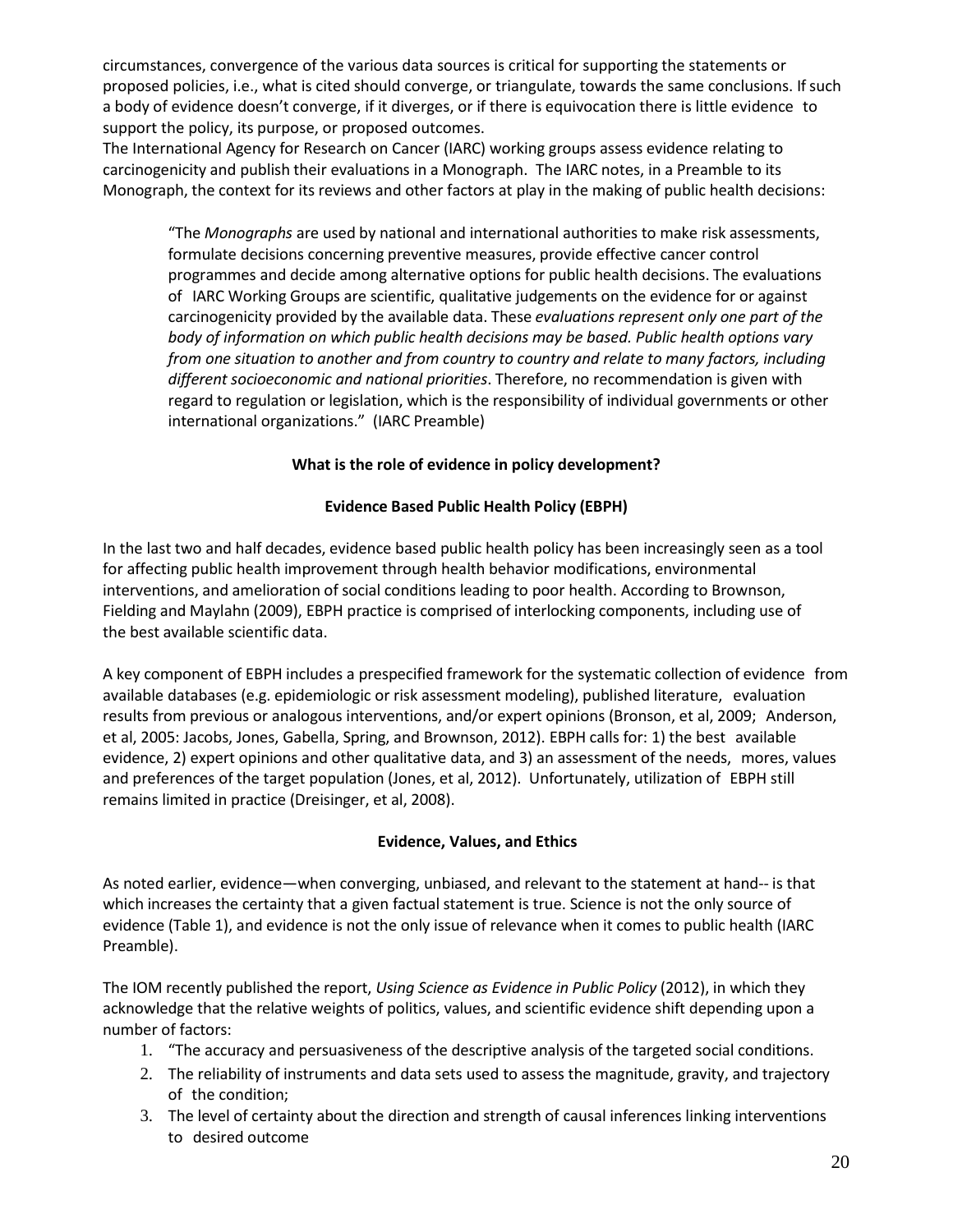circumstances, convergence of the various data sources is critical for supporting the statements or proposed policies, i.e., what is cited should converge, or triangulate, towards the same conclusions. If such a body of evidence doesn't converge, if it diverges, or if there is equivocation there is little evidence to support the policy, its purpose, or proposed outcomes.

The International Agency for Research on Cancer (IARC) working groups assess evidence relating to carcinogenicity and publish their evaluations in a Monograph. The IARC notes, in a Preamble to its Monograph, the context for its reviews and other factors at play in the making of public health decisions:

> "The *Monographs* are used by national and international authorities to make risk assessments, formulate decisions concerning preventive measures, provide effective cancer control programmes and decide among alternative options for public health decisions. The evaluations of IARC Working Groups are scientific, qualitative judgements on the evidence for or against carcinogenicity provided by the available data. These *evaluations represent only one part of the body of information on which public health decisions may be based. Public health options vary from one situation to another and from country to country and relate to many factors, including different socioeconomic and national priorities*. Therefore, no recommendation is given with regard to regulation or legislation, which is the responsibility of individual governments or other international organizations." (IARC Preamble)

**What is the role of evidence in policy development?**

**Evidence Based Public Health Policy (EBPH)**

In the last two and half decades, evidence based public health policy has been increasingly seen as a tool for affecting public health improvement through health behavior modifications, environmental interventions, and amelioration of social conditions leading to poor health. According to Brownson, Fielding and Maylahn (2009), EBPH practice is comprised of interlocking components, including use of the best available scientific data.

A key component of EBPH includes a prespecified framework for the systematic collection of evidence from available databases (e.g. epidemiologic or risk assessment modeling), published literature, evaluation results from previous or analogous interventions, and/or expert opinions (Bronson, et al, 2009; Anderson, et al, 2005: Jacobs, Jones, Gabella, Spring, and Brownson, 2012). EBPH calls for: 1) the best available evidence, 2) expert opinions and other qualitative data, and 3) an assessment of the needs, mores, values and preferences of the target population (Jones, et al, 2012). Unfortunately, utilization of EBPH still remains limited in practice (Dreisinger, et al, 2008).

**Evidence, Values, and Ethics**

As noted earlier, evidence—when converging, unbiased, and relevant to the statement at hand-- is that which increases the certainty that a given factual statement is true. Science is not the only source of evidence (Table 1), and evidence is not the only issue of relevance when it comes to public health (IARC Preamble).

The IOM recently published the report, *Using Science as Evidence in Public Policy* (2012), in which they acknowledge that the relative weights of politics, values, and scientific evidence shift depending upon a number of factors:

1. "The accuracy and persuasiveness of the descriptive analysis of the targeted social conditions.
2. The reliability of instruments and data sets used to assess the magnitude, gravity, and trajectory of the condition;
3. The level of certainty about the direction and strength of causal inferences linking interventions to desired outcome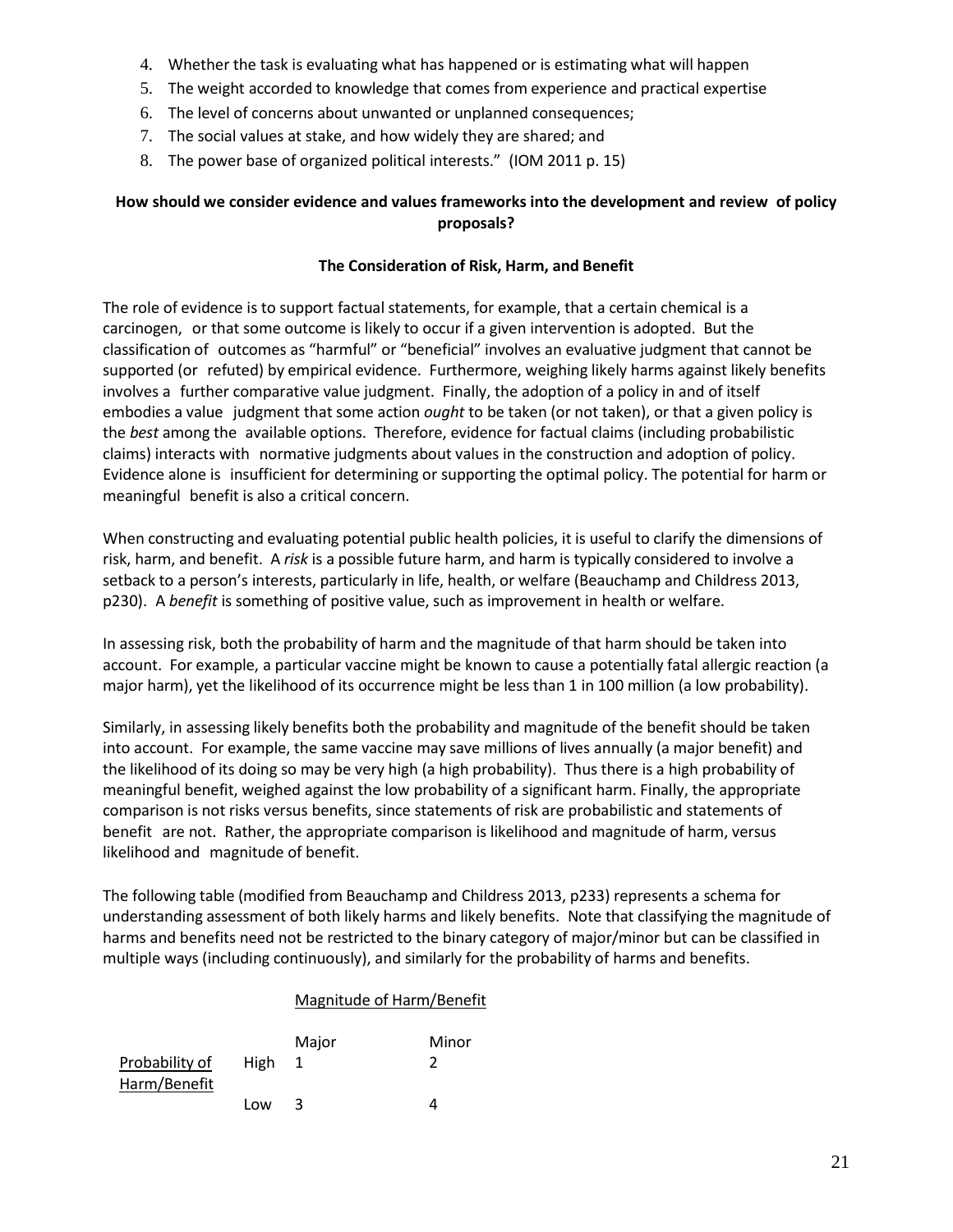4. Whether the task is evaluating what has happened or is estimating what will happen
5. The weight accorded to knowledge that comes from experience and practical expertise
6. The level of concerns about unwanted or unplanned consequences;
7. The social values at stake, and how widely they are shared; and
8. The power base of organized political interests." (IOM 2011 p. 15)

**How should we consider evidence and values frameworks into the development and review of policy proposals?**

**The Consideration of Risk, Harm, and Benefit**

The role of evidence is to support factual statements, for example, that a certain chemical is a carcinogen, or that some outcome is likely to occur if a given intervention is adopted. But the classification of outcomes as "harmful" or "beneficial" involves an evaluative judgment that cannot be supported (or refuted) by empirical evidence. Furthermore, weighing likely harms against likely benefits involves a further comparative value judgment. Finally, the adoption of a policy in and of itself embodies a value judgment that some action *ought* to be taken (or not taken), or that a given policy is the *best* among the available options. Therefore, evidence for factual claims (including probabilistic claims) interacts with normative judgments about values in the construction and adoption of policy. Evidence alone is insufficient for determining or supporting the optimal policy. The potential for harm or meaningful benefit is also a critical concern.

When constructing and evaluating potential public health policies, it is useful to clarify the dimensions of risk, harm, and benefit. A *risk* is a possible future harm, and harm is typically considered to involve a setback to a person's interests, particularly in life, health, or welfare (Beauchamp and Childress 2013, p230). A *benefit* is something of positive value, such as improvement in health or welfare.

In assessing risk, both the probability of harm and the magnitude of that harm should be taken into account. For example, a particular vaccine might be known to cause a potentially fatal allergic reaction (a major harm), yet the likelihood of its occurrence might be less than 1 in 100 million (a low probability).

Similarly, in assessing likely benefits both the probability and magnitude of the benefit should be taken into account. For example, the same vaccine may save millions of lives annually (a major benefit) and the likelihood of its doing so may be very high (a high probability). Thus there is a high probability of meaningful benefit, weighed against the low probability of a significant harm. Finally, the appropriate comparison is not risks versus benefits, since statements of risk are probabilistic and statements of benefit are not. Rather, the appropriate comparison is likelihood and magnitude of harm, versus likelihood and magnitude of benefit.

The following table (modified from Beauchamp and Childress 2013, p233) represents a schema for understanding assessment of both likely harms and likely benefits. Note that classifying the magnitude of harms and benefits need not be restricted to the binary category of major/minor but can be classified in multiple ways (including continuously), and similarly for the probability of harms and benefits.

| | | Magnitude of Harm/Benefit | |
|---|---|---|---|
| | | Major | Minor |
| Probability of Harm/Benefit | High | 1 | 2 |
| | Low | 3 | 4 |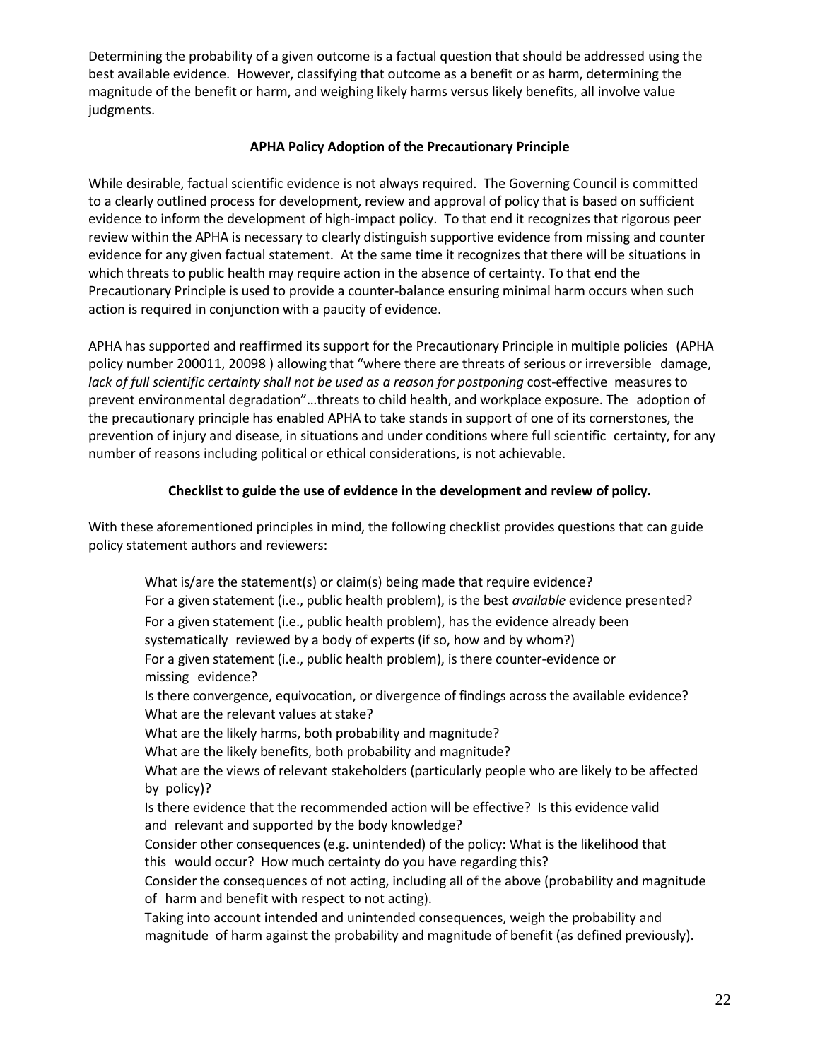Determining the probability of a given outcome is a factual question that should be addressed using the best available evidence. However, classifying that outcome as a benefit or as harm, determining the magnitude of the benefit or harm, and weighing likely harms versus likely benefits, all involve value judgments.

### APHA Policy Adoption of the Precautionary Principle

While desirable, factual scientific evidence is not always required. The Governing Council is committed to a clearly outlined process for development, review and approval of policy that is based on sufficient evidence to inform the development of high-impact policy. To that end it recognizes that rigorous peer review within the APHA is necessary to clearly distinguish supportive evidence from missing and counter evidence for any given factual statement. At the same time it recognizes that there will be situations in which threats to public health may require action in the absence of certainty. To that end the Precautionary Principle is used to provide a counter-balance ensuring minimal harm occurs when such action is required in conjunction with a paucity of evidence.

APHA has supported and reaffirmed its support for the Precautionary Principle in multiple policies (APHA policy number 200011, 20098 ) allowing that "where there are threats of serious or irreversible damage, *lack of full scientific certainty shall not be used as a reason for postponing* cost-effective measures to prevent environmental degradation"…threats to child health, and workplace exposure. The adoption of the precautionary principle has enabled APHA to take stands in support of one of its cornerstones, the prevention of injury and disease, in situations and under conditions where full scientific certainty, for any number of reasons including political or ethical considerations, is not achievable.

### Checklist to guide the use of evidence in the development and review of policy.

With these aforementioned principles in mind, the following checklist provides questions that can guide policy statement authors and reviewers:

- What is/are the statement(s) or claim(s) being made that require evidence?
- For a given statement (i.e., public health problem), is the best *available* evidence presented?
- For a given statement (i.e., public health problem), has the evidence already been systematically reviewed by a body of experts (if so, how and by whom?)
- For a given statement (i.e., public health problem), is there counter-evidence or missing evidence?
- Is there convergence, equivocation, or divergence of findings across the available evidence?
- What are the relevant values at stake?
- What are the likely harms, both probability and magnitude?
- What are the likely benefits, both probability and magnitude?
- What are the views of relevant stakeholders (particularly people who are likely to be affected by policy)?
- Is there evidence that the recommended action will be effective? Is this evidence valid and relevant and supported by the body knowledge?
- Consider other consequences (e.g. unintended) of the policy: What is the likelihood that this would occur? How much certainty do you have regarding this?
- Consider the consequences of not acting, including all of the above (probability and magnitude of harm and benefit with respect to not acting).
- Taking into account intended and unintended consequences, weigh the probability and magnitude of harm against the probability and magnitude of benefit (as defined previously).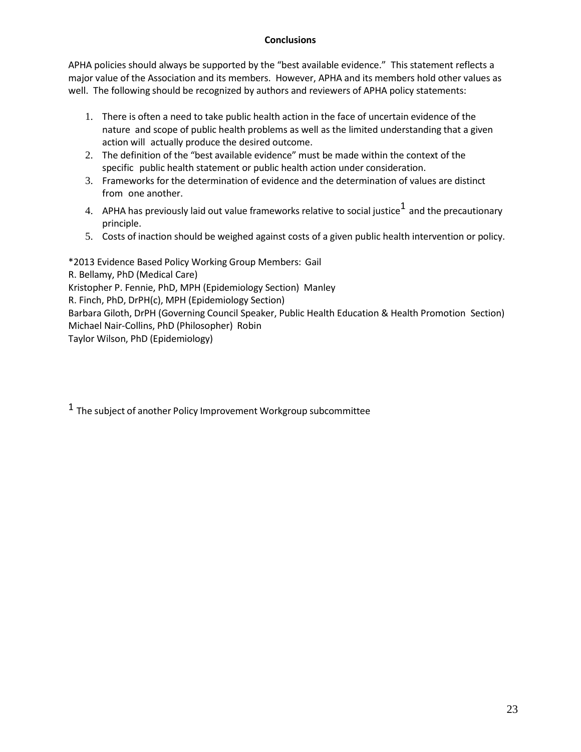**Conclusions**

APHA policies should always be supported by the "best available evidence." This statement reflects a major value of the Association and its members. However, APHA and its members hold other values as well. The following should be recognized by authors and reviewers of APHA policy statements:

1. There is often a need to take public health action in the face of uncertain evidence of the nature and scope of public health problems as well as the limited understanding that a given action will actually produce the desired outcome.
2. The definition of the "best available evidence" must be made within the context of the specific public health statement or public health action under consideration.
3. Frameworks for the determination of evidence and the determination of values are distinct from one another.
4. APHA has previously laid out value frameworks relative to social justice[1] and the precautionary principle.
5. Costs of inaction should be weighed against costs of a given public health intervention or policy.

*2013 Evidence Based Policy Working Group Members: Gail R. Bellamy, PhD (Medical Care)
Kristopher P. Fennie, PhD, MPH (Epidemiology Section) Manley R. Finch, PhD, DrPH(c), MPH (Epidemiology Section)
Barbara Giloth, DrPH (Governing Council Speaker, Public Health Education & Health Promotion Section)
Michael Nair-Collins, PhD (Philosopher) Robin Taylor Wilson, PhD (Epidemiology)

[1] The subject of another Policy Improvement Workgroup subcommittee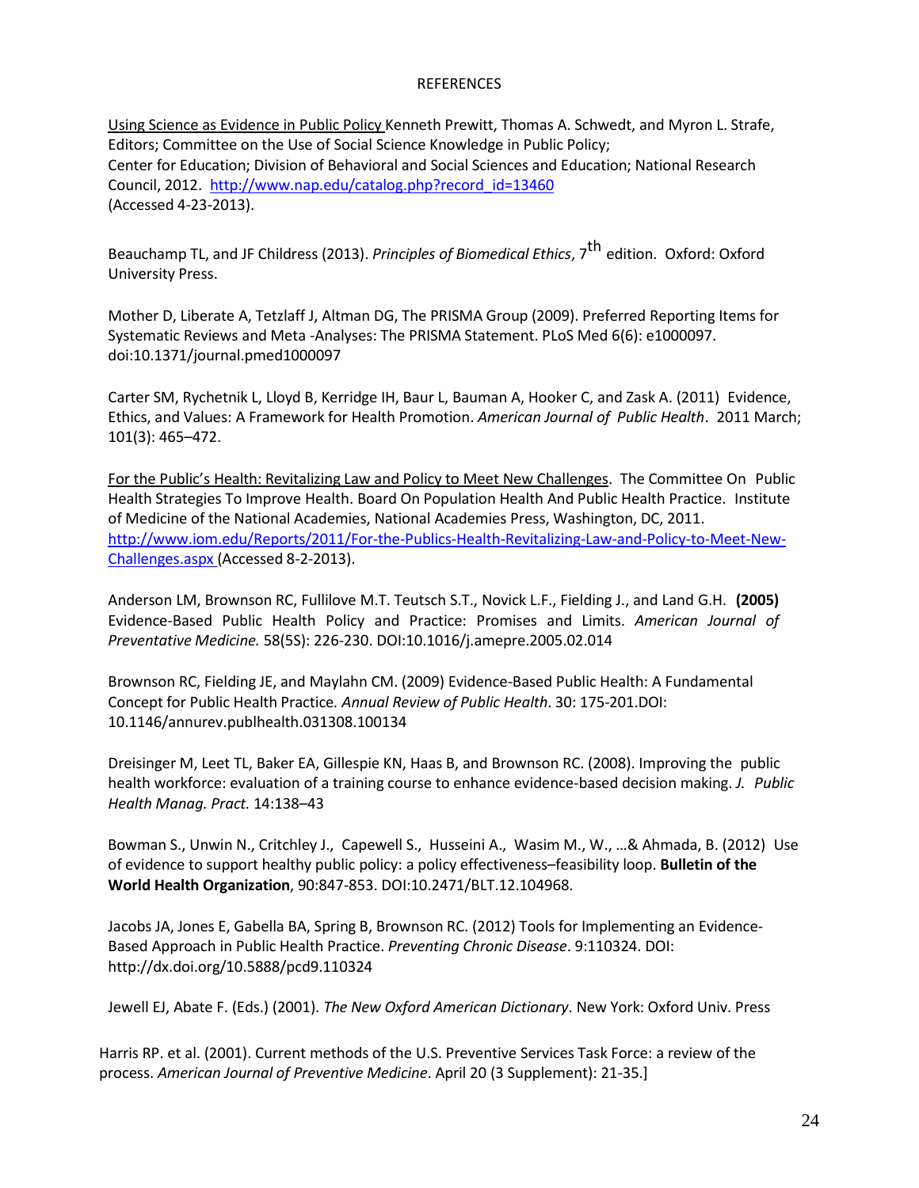REFERENCES

Using Science as Evidence in Public Policy Kenneth Prewitt, Thomas A. Schwedt, and Myron L. Strafe, Editors; Committee on the Use of Social Science Knowledge in Public Policy; Center for Education; Division of Behavioral and Social Sciences and Education; National Research Council, 2012. http://www.nap.edu/catalog.php?record_id=13460 (Accessed 4-23-2013).

Beauchamp TL, and JF Childress (2013). *Principles of Biomedical Ethics*, 7th edition. Oxford: Oxford University Press.

Mother D, Liberate A, Tetzlaff J, Altman DG, The PRISMA Group (2009). Preferred Reporting Items for Systematic Reviews and Meta -Analyses: The PRISMA Statement. PLoS Med 6(6): e1000097. doi:10.1371/journal.pmed1000097

Carter SM, Rychetnik L, Lloyd B, Kerridge IH, Baur L, Bauman A, Hooker C, and Zask A. (2011) Evidence, Ethics, and Values: A Framework for Health Promotion. *American Journal of Public Health*. 2011 March; 101(3): 465–472.

For the Public's Health: Revitalizing Law and Policy to Meet New Challenges. The Committee On Public Health Strategies To Improve Health. Board On Population Health And Public Health Practice. Institute of Medicine of the National Academies, National Academies Press, Washington, DC, 2011. http://www.iom.edu/Reports/2011/For-the-Publics-Health-Revitalizing-Law-and-Policy-to-Meet-New-Challenges.aspx (Accessed 8-2-2013).

Anderson LM, Brownson RC, Fullilove M.T. Teutsch S.T., Novick L.F., Fielding J., and Land G.H. **(2005)** Evidence-Based Public Health Policy and Practice: Promises and Limits. *American Journal of Preventative Medicine.* 58(5S): 226-230. DOI:10.1016/j.amepre.2005.02.014

Brownson RC, Fielding JE, and Maylahn CM. (2009) Evidence-Based Public Health: A Fundamental Concept for Public Health Practice*. Annual Review of Public Health*. 30: 175-201.DOI: 10.1146/annurev.publhealth.031308.100134

Dreisinger M, Leet TL, Baker EA, Gillespie KN, Haas B, and Brownson RC. (2008). Improving the public health workforce: evaluation of a training course to enhance evidence-based decision making. *J. Public Health Manag. Pract.* 14:138–43

Bowman S., Unwin N., Critchley J., Capewell S., Husseini A., Wasim M., W., …& Ahmada, B. (2012) Use of evidence to support healthy public policy: a policy effectiveness–feasibility loop. **Bulletin of the World Health Organization**, 90:847-853. DOI:10.2471/BLT.12.104968.

Jacobs JA, Jones E, Gabella BA, Spring B, Brownson RC. (2012) Tools for Implementing an Evidence-Based Approach in Public Health Practice. *Preventing Chronic Disease*. 9:110324. DOI: http://dx.doi.org/10.5888/pcd9.110324

Jewell EJ, Abate F. (Eds.) (2001). *The New Oxford American Dictionary*. New York: Oxford Univ. Press

Harris RP. et al. (2001). Current methods of the U.S. Preventive Services Task Force: a review of the process. *American Journal of Preventive Medicine*. April 20 (3 Supplement): 21-35.]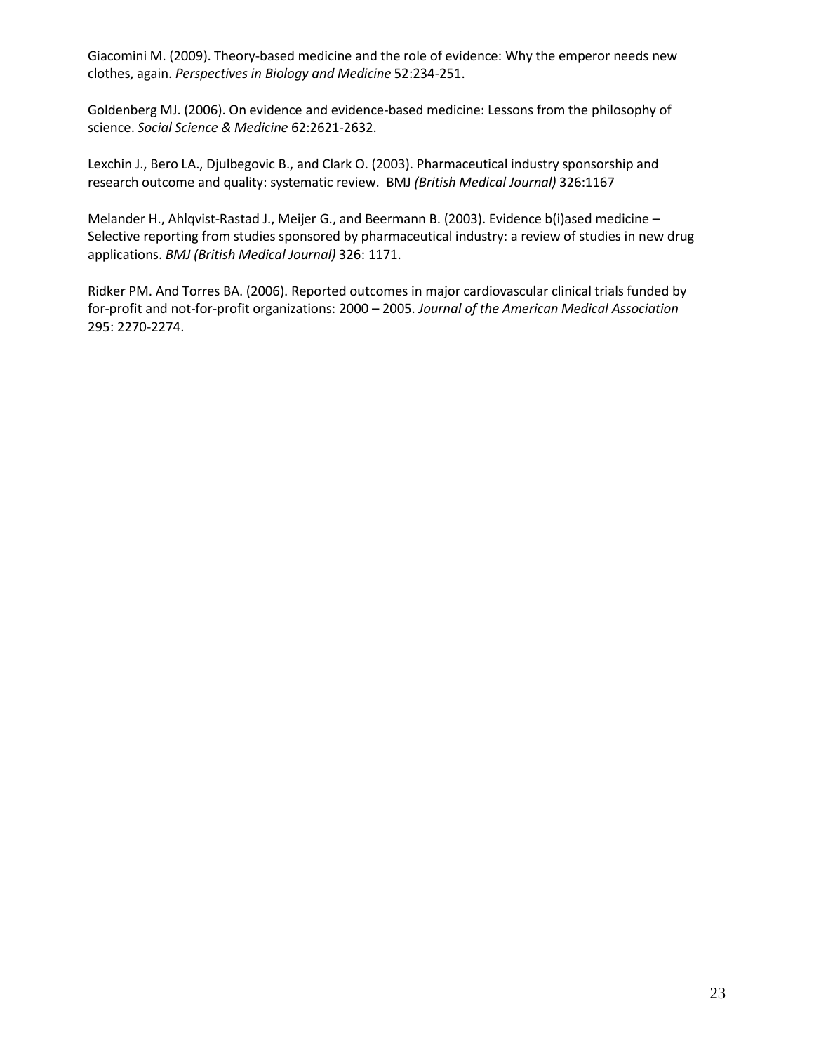Giacomini M. (2009). Theory-based medicine and the role of evidence: Why the emperor needs new clothes, again. *Perspectives in Biology and Medicine* 52:234-251.

Goldenberg MJ. (2006). On evidence and evidence-based medicine: Lessons from the philosophy of science. *Social Science & Medicine* 62:2621-2632.

Lexchin J., Bero LA., Djulbegovic B., and Clark O. (2003). Pharmaceutical industry sponsorship and research outcome and quality: systematic review. BMJ *(British Medical Journal)* 326:1167

Melander H., Ahlqvist-Rastad J., Meijer G., and Beermann B. (2003). Evidence b(i)ased medicine – Selective reporting from studies sponsored by pharmaceutical industry: a review of studies in new drug applications. *BMJ (British Medical Journal)* 326: 1171.

Ridker PM. And Torres BA. (2006). Reported outcomes in major cardiovascular clinical trials funded by for-profit and not-for-profit organizations: 2000 – 2005. *Journal of the American Medical Association* 295: 2270-2274.